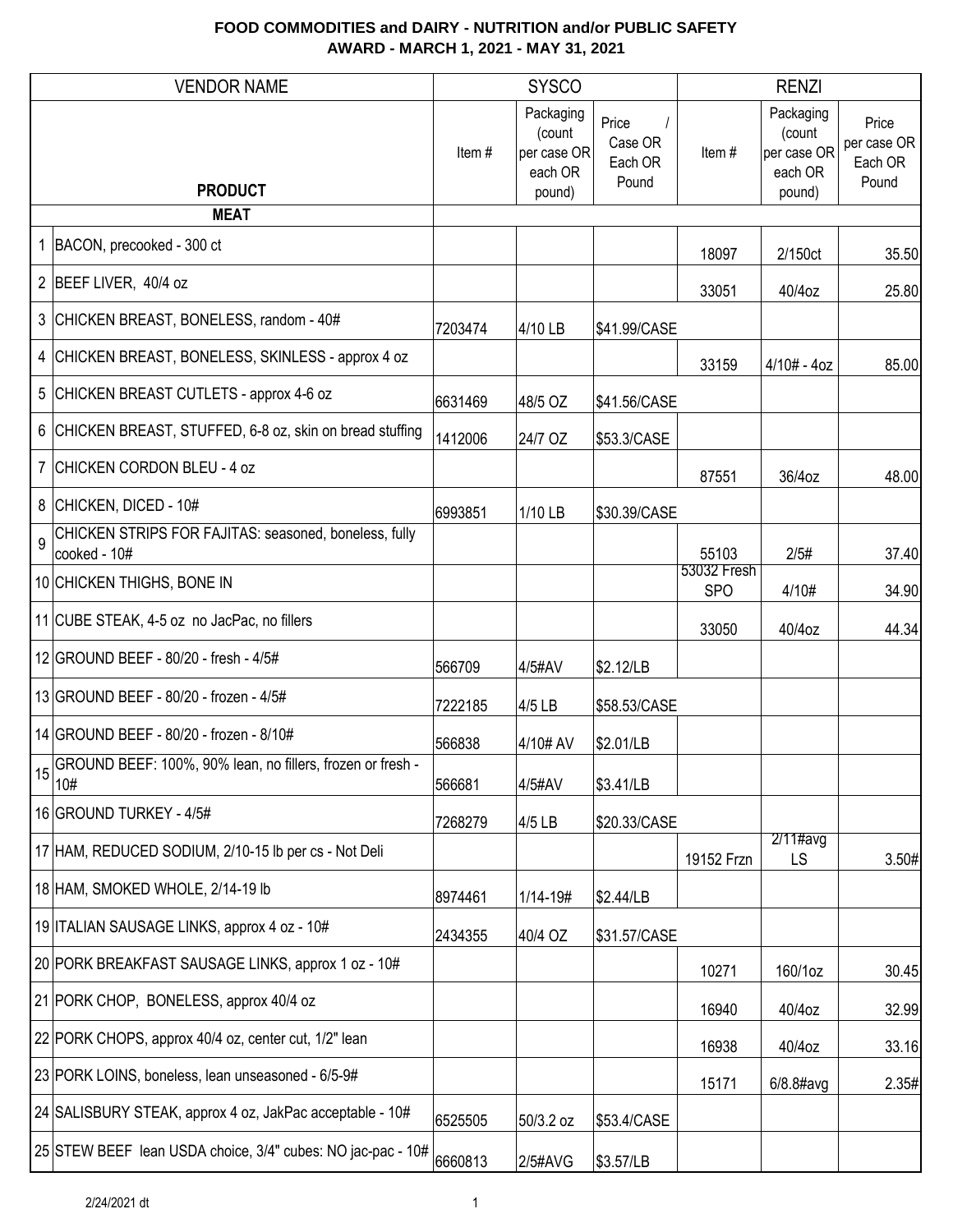# FOOD COMMODITIES and DAIRY - NUTRITION and/or PUBLIC SAFETY
## AWARD - MARCH 1, 2021 - MAY 31, 2021

| | VENDOR NAME | SYSCO | | | RENZI | | |
|---|---|---|---|---|---|---|---|
| | **PRODUCT** | Item # | Packaging (count per case OR each OR pound) | Price / Case OR Each OR Pound | Item # | Packaging (count per case OR each OR pound) | Price per case OR Each OR Pound |
| | **MEAT** | | | | | | |
| 1 | BACON, precooked - 300 ct | | | | 18097 | 2/150ct | 35.50 |
| 2 | BEEF LIVER, 40/4 oz | | | | 33051 | 40/4oz | 25.80 |
| 3 | CHICKEN BREAST, BONELESS, random - 40# | 7203474 | 4/10 LB | $41.99/CASE | | | |
| 4 | CHICKEN BREAST, BONELESS, SKINLESS - approx 4 oz | | | | 33159 | 4/10# - 4oz | 85.00 |
| 5 | CHICKEN BREAST CUTLETS - approx 4-6 oz | 6631469 | 48/5 OZ | $41.56/CASE | | | |
| 6 | CHICKEN BREAST, STUFFED, 6-8 oz, skin on bread stuffing | 1412006 | 24/7 OZ | $53.3/CASE | | | |
| 7 | CHICKEN CORDON BLEU - 4 oz | | | | 87551 | 36/4oz | 48.00 |
| 8 | CHICKEN, DICED - 10# | 6993851 | 1/10 LB | $30.39/CASE | | | |
| 9 | CHICKEN STRIPS FOR FAJITAS: seasoned, boneless, fully cooked - 10# | | | | 55103 | 2/5# | 37.40 |
| 10 | CHICKEN THIGHS, BONE IN | | | | 53032 Fresh SPO | 4/10# | 34.90 |
| 11 | CUBE STEAK, 4-5 oz no JacPac, no fillers | | | | 33050 | 40/4oz | 44.34 |
| 12 | GROUND BEEF - 80/20 - fresh - 4/5# | 566709 | 4/5#AV | $2.12/LB | | | |
| 13 | GROUND BEEF - 80/20 - frozen - 4/5# | 7222185 | 4/5 LB | $58.53/CASE | | | |
| 14 | GROUND BEEF - 80/20 - frozen - 8/10# | 566838 | 4/10# AV | $2.01/LB | | | |
| 15 | GROUND BEEF: 100%, 90% lean, no fillers, frozen or fresh - 10# | 566681 | 4/5#AV | $3.41/LB | | | |
| 16 | GROUND TURKEY - 4/5# | 7268279 | 4/5 LB | $20.33/CASE | | | |
| 17 | HAM, REDUCED SODIUM, 2/10-15 lb per cs - Not Deli | | | | 19152 Frzn | 2/11#avg LS | 3.50# |
| 18 | HAM, SMOKED WHOLE, 2/14-19 lb | 8974461 | 1/14-19# | $2.44/LB | | | |
| 19 | ITALIAN SAUSAGE LINKS, approx 4 oz - 10# | 2434355 | 40/4 OZ | $31.57/CASE | | | |
| 20 | PORK BREAKFAST SAUSAGE LINKS, approx 1 oz - 10# | | | | 10271 | 160/1oz | 30.45 |
| 21 | PORK CHOP, BONELESS, approx 40/4 oz | | | | 16940 | 40/4oz | 32.99 |
| 22 | PORK CHOPS, approx 40/4 oz, center cut, 1/2" lean | | | | 16938 | 40/4oz | 33.16 |
| 23 | PORK LOINS, boneless, lean unseasoned - 6/5-9# | | | | 15171 | 6/8.8#avg | 2.35# |
| 24 | SALISBURY STEAK, approx 4 oz, JakPac acceptable - 10# | 6525505 | 50/3.2 oz | $53.4/CASE | | | |
| 25 | STEW BEEF lean USDA choice, 3/4" cubes: NO jac-pac - 10# | 6660813 | 2/5#AVG | $3.57/LB | | | |

2/24/2021 dt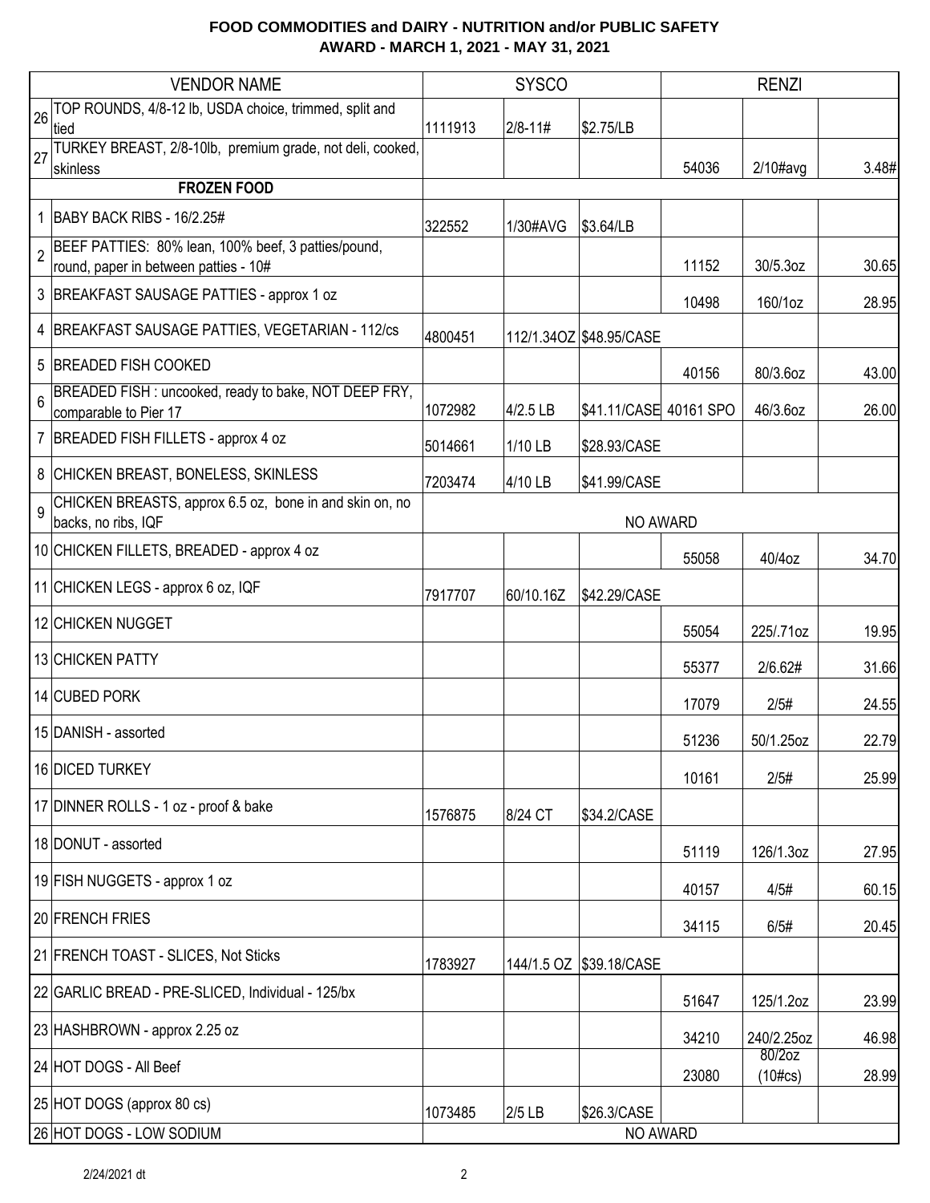# FOOD COMMODITIES and DAIRY - NUTRITION and/or PUBLIC SAFETY
## AWARD - MARCH 1, 2021 - MAY 31, 2021

| | VENDOR NAME | SYSCO | | | RENZI | | |
|---|---|---|---|---|---|---|---|
| 26 | TOP ROUNDS, 4/8-12 lb, USDA choice, trimmed, split and tied | 1111913 | 2/8-11# | $2.75/LB | | | |
| 27 | TURKEY BREAST, 2/8-10lb, premium grade, not deli, cooked, skinless | | | | 54036 | 2/10#avg | 3.48# |
| | **FROZEN FOOD** | | | | | | |
| 1 | BABY BACK RIBS - 16/2.25# | 322552 | 1/30#AVG | $3.64/LB | | | |
| 2 | BEEF PATTIES: 80% lean, 100% beef, 3 patties/pound, round, paper in between patties - 10# | | | | 11152 | 30/5.3oz | 30.65 |
| 3 | BREAKFAST SAUSAGE PATTIES - approx 1 oz | | | | 10498 | 160/1oz | 28.95 |
| 4 | BREAKFAST SAUSAGE PATTIES, VEGETARIAN - 112/cs | 4800451 | 112/1.34OZ | $48.95/CASE | | | |
| 5 | BREADED FISH COOKED | | | | 40156 | 80/3.6oz | 43.00 |
| 6 | BREADED FISH : uncooked, ready to bake, NOT DEEP FRY, comparable to Pier 17 | 1072982 | 4/2.5 LB | $41.11/CASE | 40161 SPO | 46/3.6oz | 26.00 |
| 7 | BREADED FISH FILLETS - approx 4 oz | 5014661 | 1/10 LB | $28.93/CASE | | | |
| 8 | CHICKEN BREAST, BONELESS, SKINLESS | 7203474 | 4/10 LB | $41.99/CASE | | | |
| 9 | CHICKEN BREASTS, approx 6.5 oz, bone in and skin on, no backs, no ribs, IQF | NO AWARD | | | | | |
| 10 | CHICKEN FILLETS, BREADED - approx 4 oz | | | | 55058 | 40/4oz | 34.70 |
| 11 | CHICKEN LEGS - approx 6 oz, IQF | 7917707 | 60/10.16Z | $42.29/CASE | | | |
| 12 | CHICKEN NUGGET | | | | 55054 | 225/.71oz | 19.95 |
| 13 | CHICKEN PATTY | | | | 55377 | 2/6.62# | 31.66 |
| 14 | CUBED PORK | | | | 17079 | 2/5# | 24.55 |
| 15 | DANISH - assorted | | | | 51236 | 50/1.25oz | 22.79 |
| 16 | DICED TURKEY | | | | 10161 | 2/5# | 25.99 |
| 17 | DINNER ROLLS - 1 oz - proof & bake | 1576875 | 8/24 CT | $34.2/CASE | | | |
| 18 | DONUT - assorted | | | | 51119 | 126/1.3oz | 27.95 |
| 19 | FISH NUGGETS - approx 1 oz | | | | 40157 | 4/5# | 60.15 |
| 20 | FRENCH FRIES | | | | 34115 | 6/5# | 20.45 |
| 21 | FRENCH TOAST - SLICES, Not Sticks | 1783927 | 144/1.5 OZ | $39.18/CASE | | | |
| 22 | GARLIC BREAD - PRE-SLICED, Individual - 125/bx | | | | 51647 | 125/1.2oz | 23.99 |
| 23 | HASHBROWN - approx 2.25 oz | | | | 34210 | 240/2.25oz | 46.98 |
| 24 | HOT DOGS - All Beef | | | | 23080 | 80/2oz (10#cs) | 28.99 |
| 25 | HOT DOGS (approx 80 cs) | 1073485 | 2/5 LB | $26.3/CASE | | | |
| 26 | HOT DOGS - LOW SODIUM | NO AWARD | | | | | |

2/24/2021 dt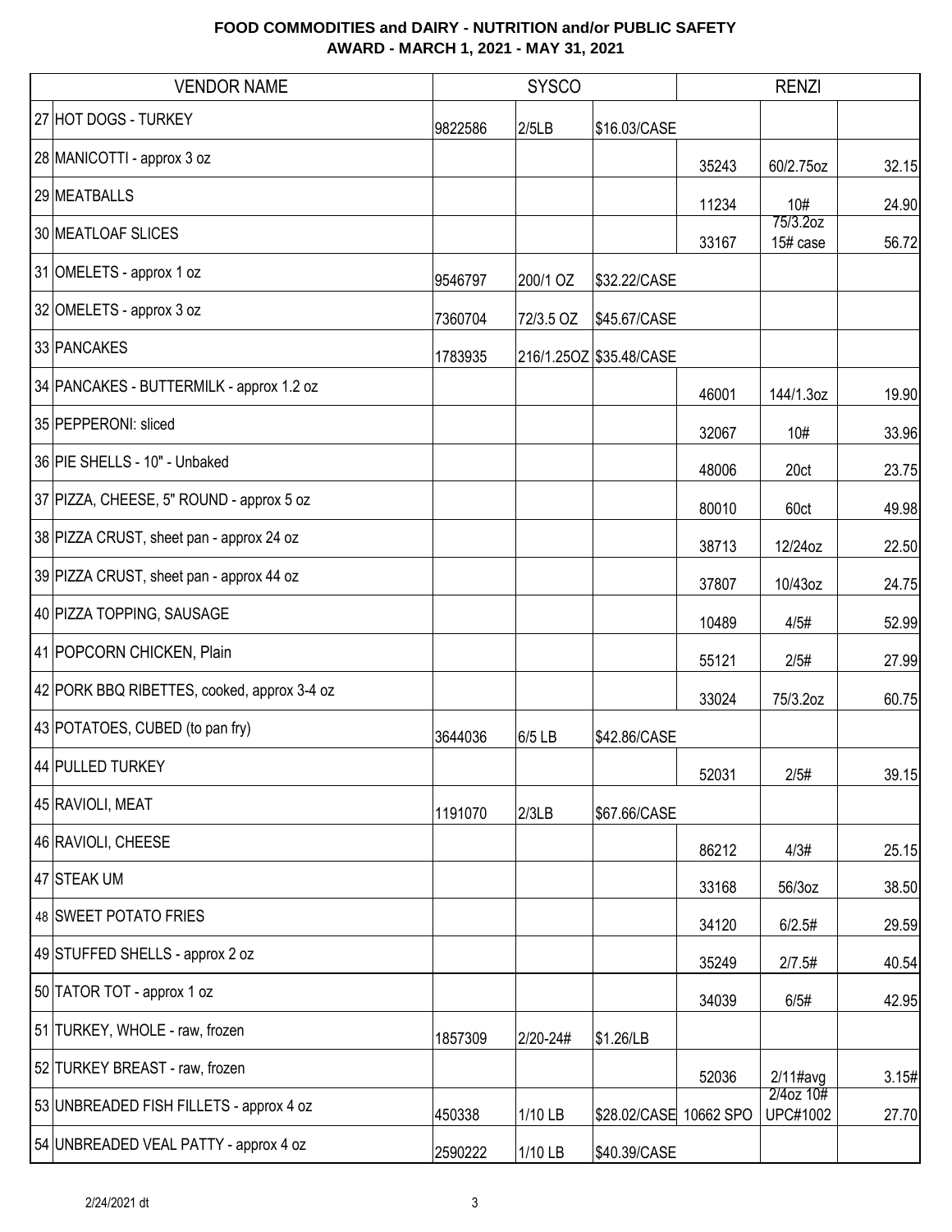**FOOD COMMODITIES and DAIRY - NUTRITION and/or PUBLIC SAFETY**
**AWARD - MARCH 1, 2021 - MAY 31, 2021**

| VENDOR NAME | SYSCO | | | RENZI | | |
|---|---|---|---|---|---|---|
| 27 HOT DOGS - TURKEY | 9822586 | 2/5LB | $16.03/CASE | | | |
| 28 MANICOTTI - approx 3 oz | | | | 35243 | 60/2.75oz | 32.15 |
| 29 MEATBALLS | | | | 11234 | 10# | 24.90 |
| 30 MEATLOAF SLICES | | | | 33167 | 75/3.2oz 15# case | 56.72 |
| 31 OMELETS - approx 1 oz | 9546797 | 200/1 OZ | $32.22/CASE | | | |
| 32 OMELETS - approx 3 oz | 7360704 | 72/3.5 OZ | $45.67/CASE | | | |
| 33 PANCAKES | 1783935 | 216/1.25OZ | $35.48/CASE | | | |
| 34 PANCAKES - BUTTERMILK - approx 1.2 oz | | | | 46001 | 144/1.3oz | 19.90 |
| 35 PEPPERONI: sliced | | | | 32067 | 10# | 33.96 |
| 36 PIE SHELLS - 10" - Unbaked | | | | 48006 | 20ct | 23.75 |
| 37 PIZZA, CHEESE, 5" ROUND - approx 5 oz | | | | 80010 | 60ct | 49.98 |
| 38 PIZZA CRUST, sheet pan - approx 24 oz | | | | 38713 | 12/24oz | 22.50 |
| 39 PIZZA CRUST, sheet pan - approx 44 oz | | | | 37807 | 10/43oz | 24.75 |
| 40 PIZZA TOPPING, SAUSAGE | | | | 10489 | 4/5# | 52.99 |
| 41 POPCORN CHICKEN, Plain | | | | 55121 | 2/5# | 27.99 |
| 42 PORK BBQ RIBETTES, cooked, approx 3-4 oz | | | | 33024 | 75/3.2oz | 60.75 |
| 43 POTATOES, CUBED (to pan fry) | 3644036 | 6/5 LB | $42.86/CASE | | | |
| 44 PULLED TURKEY | | | | 52031 | 2/5# | 39.15 |
| 45 RAVIOLI, MEAT | 1191070 | 2/3LB | $67.66/CASE | | | |
| 46 RAVIOLI, CHEESE | | | | 86212 | 4/3# | 25.15 |
| 47 STEAK UM | | | | 33168 | 56/3oz | 38.50 |
| 48 SWEET POTATO FRIES | | | | 34120 | 6/2.5# | 29.59 |
| 49 STUFFED SHELLS - approx 2 oz | | | | 35249 | 2/7.5# | 40.54 |
| 50 TATOR TOT - approx 1 oz | | | | 34039 | 6/5# | 42.95 |
| 51 TURKEY, WHOLE - raw, frozen | 1857309 | 2/20-24# | $1.26/LB | | | |
| 52 TURKEY BREAST - raw, frozen | | | | 52036 | 2/11#avg | 3.15# |
| 53 UNBREADED FISH FILLETS - approx 4 oz | 450338 | 1/10 LB | $28.02/CASE | 10662 SPO | 2/4oz 10# UPC#1002 | 27.70 |
| 54 UNBREADED VEAL PATTY - approx 4 oz | 2590222 | 1/10 LB | $40.39/CASE | | | |

2/24/2021 dt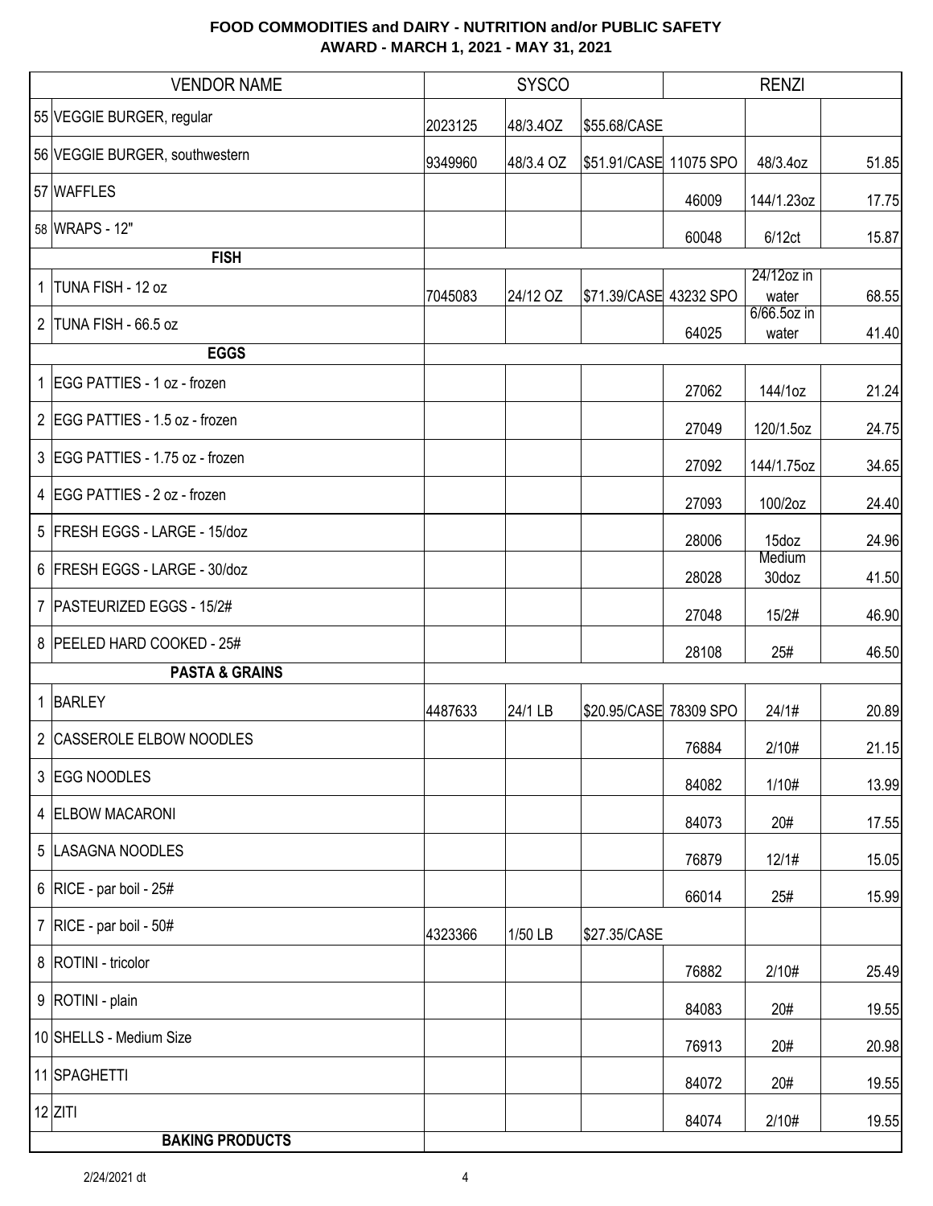**FOOD COMMODITIES and DAIRY - NUTRITION and/or PUBLIC SAFETY**
**AWARD - MARCH 1, 2021 - MAY 31, 2021**

| | VENDOR NAME | SYSCO | | | RENZI | | |
|---|---|---|---|---|---|---|---|
| 55 | VEGGIE BURGER, regular | 2023125 | 48/3.4OZ | $55.68/CASE | | | |
| 56 | VEGGIE BURGER, southwestern | 9349960 | 48/3.4 OZ | $51.91/CASE | 11075 SPO | 48/3.4oz | 51.85 |
| 57 | WAFFLES | | | | 46009 | 144/1.23oz | 17.75 |
| 58 | WRAPS - 12" | | | | 60048 | 6/12ct | 15.87 |
| | **FISH** | | | | | | |
| 1 | TUNA FISH - 12 oz | 7045083 | 24/12 OZ | $71.39/CASE | 43232 SPO | 24/12oz in water | 68.55 |
| 2 | TUNA FISH - 66.5 oz | | | | 64025 | 6/66.5oz in water | 41.40 |
| | **EGGS** | | | | | | |
| 1 | EGG PATTIES - 1 oz - frozen | | | | 27062 | 144/1oz | 21.24 |
| 2 | EGG PATTIES - 1.5 oz - frozen | | | | 27049 | 120/1.5oz | 24.75 |
| 3 | EGG PATTIES - 1.75 oz - frozen | | | | 27092 | 144/1.75oz | 34.65 |
| 4 | EGG PATTIES - 2 oz - frozen | | | | 27093 | 100/2oz | 24.40 |
| 5 | FRESH EGGS - LARGE - 15/doz | | | | 28006 | 15doz | 24.96 |
| 6 | FRESH EGGS - LARGE - 30/doz | | | | 28028 | Medium 30doz | 41.50 |
| 7 | PASTEURIZED EGGS - 15/2# | | | | 27048 | 15/2# | 46.90 |
| 8 | PEELED HARD COOKED - 25# | | | | 28108 | 25# | 46.50 |
| | **PASTA & GRAINS** | | | | | | |
| 1 | BARLEY | 4487633 | 24/1 LB | $20.95/CASE | 78309 SPO | 24/1# | 20.89 |
| 2 | CASSEROLE ELBOW NOODLES | | | | 76884 | 2/10# | 21.15 |
| 3 | EGG NOODLES | | | | 84082 | 1/10# | 13.99 |
| 4 | ELBOW MACARONI | | | | 84073 | 20# | 17.55 |
| 5 | LASAGNA NOODLES | | | | 76879 | 12/1# | 15.05 |
| 6 | RICE - par boil - 25# | | | | 66014 | 25# | 15.99 |
| 7 | RICE - par boil - 50# | 4323366 | 1/50 LB | $27.35/CASE | | | |
| 8 | ROTINI - tricolor | | | | 76882 | 2/10# | 25.49 |
| 9 | ROTINI - plain | | | | 84083 | 20# | 19.55 |
| 10 | SHELLS - Medium Size | | | | 76913 | 20# | 20.98 |
| 11 | SPAGHETTI | | | | 84072 | 20# | 19.55 |
| 12 | ZITI | | | | 84074 | 2/10# | 19.55 |
| | **BAKING PRODUCTS** | | | | | | |

2/24/2021 dt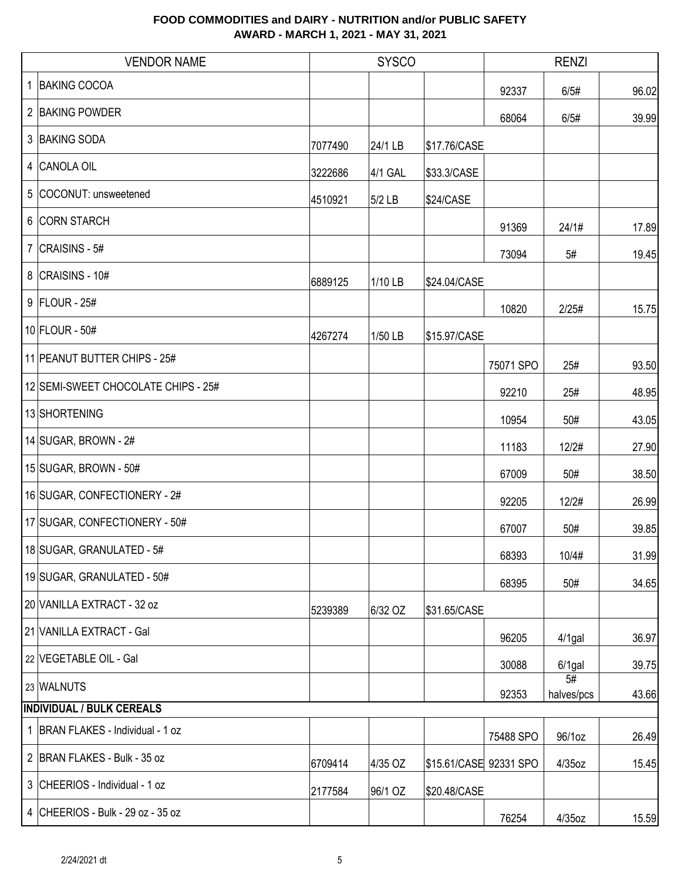# FOOD COMMODITIES and DAIRY - NUTRITION and/or PUBLIC SAFETY
## AWARD - MARCH 1, 2021 - MAY 31, 2021

| | VENDOR NAME | SYSCO | | | RENZI | | |
|---|---|---|---|---|---|---|---|
| 1 | BAKING COCOA | | | | 92337 | 6/5# | 96.02 |
| 2 | BAKING POWDER | | | | 68064 | 6/5# | 39.99 |
| 3 | BAKING SODA | 7077490 | 24/1 LB | $17.76/CASE | | | |
| 4 | CANOLA OIL | 3222686 | 4/1 GAL | $33.3/CASE | | | |
| 5 | COCONUT: unsweetened | 4510921 | 5/2 LB | $24/CASE | | | |
| 6 | CORN STARCH | | | | 91369 | 24/1# | 17.89 |
| 7 | CRAISINS - 5# | | | | 73094 | 5# | 19.45 |
| 8 | CRAISINS - 10# | 6889125 | 1/10 LB | $24.04/CASE | | | |
| 9 | FLOUR - 25# | | | | 10820 | 2/25# | 15.75 |
| 10 | FLOUR - 50# | 4267274 | 1/50 LB | $15.97/CASE | | | |
| 11 | PEANUT BUTTER CHIPS - 25# | | | | 75071 SPO | 25# | 93.50 |
| 12 | SEMI-SWEET CHOCOLATE CHIPS - 25# | | | | 92210 | 25# | 48.95 |
| 13 | SHORTENING | | | | 10954 | 50# | 43.05 |
| 14 | SUGAR, BROWN - 2# | | | | 11183 | 12/2# | 27.90 |
| 15 | SUGAR, BROWN - 50# | | | | 67009 | 50# | 38.50 |
| 16 | SUGAR, CONFECTIONERY - 2# | | | | 92205 | 12/2# | 26.99 |
| 17 | SUGAR, CONFECTIONERY - 50# | | | | 67007 | 50# | 39.85 |
| 18 | SUGAR, GRANULATED - 5# | | | | 68393 | 10/4# | 31.99 |
| 19 | SUGAR, GRANULATED - 50# | | | | 68395 | 50# | 34.65 |
| 20 | VANILLA EXTRACT - 32 oz | 5239389 | 6/32 OZ | $31.65/CASE | | | |
| 21 | VANILLA EXTRACT - Gal | | | | 96205 | 4/1gal | 36.97 |
| 22 | VEGETABLE OIL - Gal | | | | 30088 | 6/1gal | 39.75 |
| 23 | WALNUTS | | | | 92353 | 5# halves/pcs | 43.66 |
| | **INDIVIDUAL / BULK CEREALS** | | | | | | |
| 1 | BRAN FLAKES - Individual - 1 oz | | | | 75488 SPO | 96/1oz | 26.49 |
| 2 | BRAN FLAKES - Bulk - 35 oz | 6709414 | 4/35 OZ | $15.61/CASE | 92331 SPO | 4/35oz | 15.45 |
| 3 | CHEERIOS - Individual - 1 oz | 2177584 | 96/1 OZ | $20.48/CASE | | | |
| 4 | CHEERIOS - Bulk - 29 oz - 35 oz | | | | 76254 | 4/35oz | 15.59 |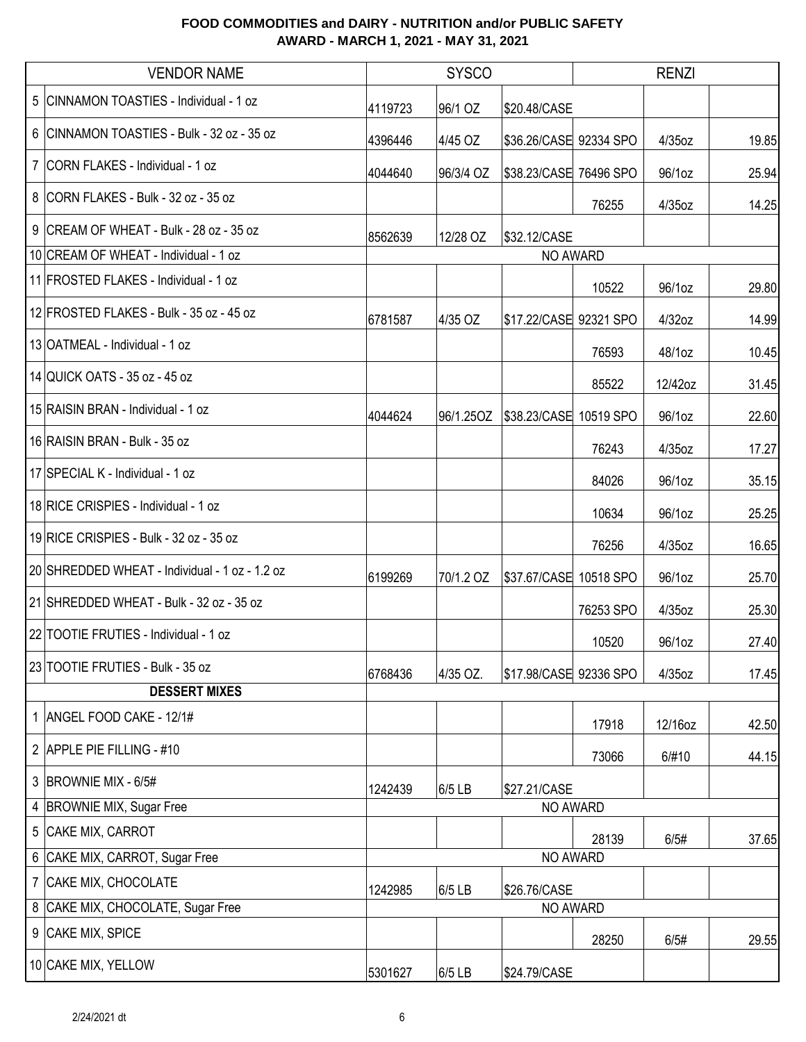**FOOD COMMODITIES and DAIRY - NUTRITION and/or PUBLIC SAFETY**
**AWARD - MARCH 1, 2021 - MAY 31, 2021**

| | VENDOR NAME | SYSCO | | | RENZI | | |
|---|---|---|---|---|---|---|---|
| 5 | CINNAMON TOASTIES - Individual - 1 oz | 4119723 | 96/1 OZ | $20.48/CASE | | | |
| 6 | CINNAMON TOASTIES - Bulk - 32 oz - 35 oz | 4396446 | 4/45 OZ | $36.26/CASE | 92334 SPO | 4/35oz | 19.85 |
| 7 | CORN FLAKES - Individual - 1 oz | 4044640 | 96/3/4 OZ | $38.23/CASE | 76496 SPO | 96/1oz | 25.94 |
| 8 | CORN FLAKES - Bulk - 32 oz - 35 oz | | | | 76255 | 4/35oz | 14.25 |
| 9 | CREAM OF WHEAT - Bulk - 28 oz - 35 oz | 8562639 | 12/28 OZ | $32.12/CASE | | | |
| 10 | CREAM OF WHEAT - Individual - 1 oz | NO AWARD | | | | | |
| 11 | FROSTED FLAKES - Individual - 1 oz | | | | 10522 | 96/1oz | 29.80 |
| 12 | FROSTED FLAKES - Bulk - 35 oz - 45 oz | 6781587 | 4/35 OZ | $17.22/CASE | 92321 SPO | 4/32oz | 14.99 |
| 13 | OATMEAL - Individual - 1 oz | | | | 76593 | 48/1oz | 10.45 |
| 14 | QUICK OATS - 35 oz - 45 oz | | | | 85522 | 12/42oz | 31.45 |
| 15 | RAISIN BRAN - Individual - 1 oz | 4044624 | 96/1.25OZ | $38.23/CASE | 10519 SPO | 96/1oz | 22.60 |
| 16 | RAISIN BRAN - Bulk - 35 oz | | | | 76243 | 4/35oz | 17.27 |
| 17 | SPECIAL K - Individual - 1 oz | | | | 84026 | 96/1oz | 35.15 |
| 18 | RICE CRISPIES - Individual - 1 oz | | | | 10634 | 96/1oz | 25.25 |
| 19 | RICE CRISPIES - Bulk - 32 oz - 35 oz | | | | 76256 | 4/35oz | 16.65 |
| 20 | SHREDDED WHEAT - Individual - 1 oz - 1.2 oz | 6199269 | 70/1.2 OZ | $37.67/CASE | 10518 SPO | 96/1oz | 25.70 |
| 21 | SHREDDED WHEAT - Bulk - 32 oz - 35 oz | | | | 76253 SPO | 4/35oz | 25.30 |
| 22 | TOOTIE FRUTIES - Individual - 1 oz | | | | 10520 | 96/1oz | 27.40 |
| 23 | TOOTIE FRUTIES - Bulk - 35 oz | 6768436 | 4/35 OZ. | $17.98/CASE | 92336 SPO | 4/35oz | 17.45 |
| | **DESSERT MIXES** | | | | | | |
| 1 | ANGEL FOOD CAKE - 12/1# | | | | 17918 | 12/16oz | 42.50 |
| 2 | APPLE PIE FILLING - #10 | | | | 73066 | 6/#10 | 44.15 |
| 3 | BROWNIE MIX - 6/5# | 1242439 | 6/5 LB | $27.21/CASE | | | |
| 4 | BROWNIE MIX, Sugar Free | NO AWARD | | | | | |
| 5 | CAKE MIX, CARROT | | | | 28139 | 6/5# | 37.65 |
| 6 | CAKE MIX, CARROT, Sugar Free | NO AWARD | | | | | |
| 7 | CAKE MIX, CHOCOLATE | 1242985 | 6/5 LB | $26.76/CASE | | | |
| 8 | CAKE MIX, CHOCOLATE, Sugar Free | NO AWARD | | | | | |
| 9 | CAKE MIX, SPICE | | | | 28250 | 6/5# | 29.55 |
| 10 | CAKE MIX, YELLOW | 5301627 | 6/5 LB | $24.79/CASE | | | |

2/24/2021 dt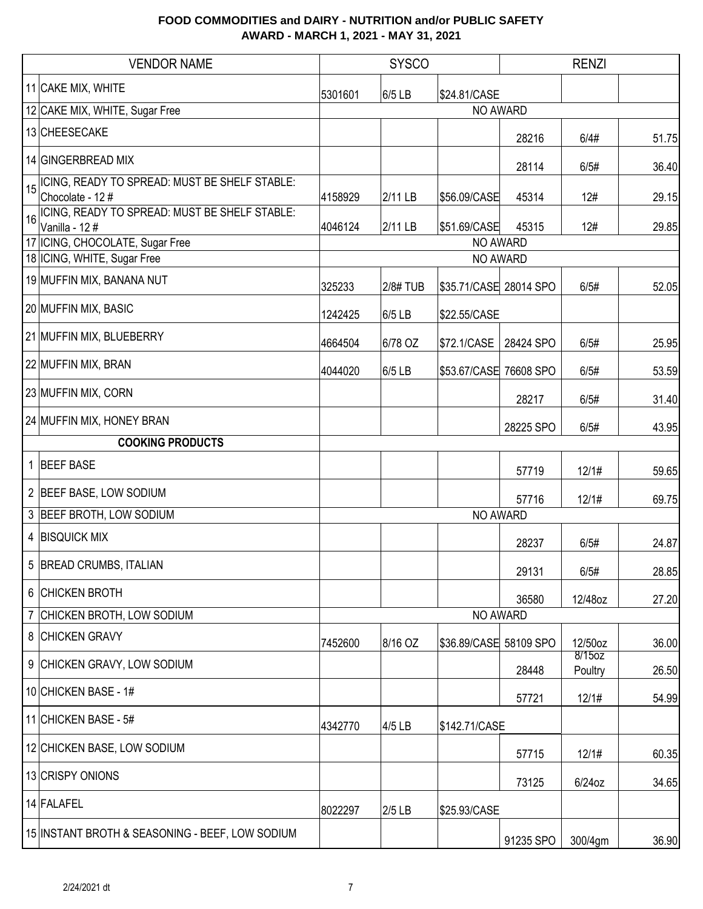# FOOD COMMODITIES and DAIRY - NUTRITION and/or PUBLIC SAFETY
## AWARD - MARCH 1, 2021 - MAY 31, 2021

| | VENDOR NAME | SYSCO | | | RENZI | | |
|---|---|---|---|---|---|---|---|
| 11 | CAKE MIX, WHITE | 5301601 | 6/5 LB | $24.81/CASE | | | |
| 12 | CAKE MIX, WHITE, Sugar Free | NO AWARD | | | | | |
| 13 | CHEESECAKE | | | | 28216 | 6/4# | 51.75 |
| 14 | GINGERBREAD MIX | | | | 28114 | 6/5# | 36.40 |
| 15 | ICING, READY TO SPREAD: MUST BE SHELF STABLE: Chocolate - 12 # | 4158929 | 2/11 LB | $56.09/CASE | 45314 | 12# | 29.15 |
| 16 | ICING, READY TO SPREAD: MUST BE SHELF STABLE: Vanilla - 12 # | 4046124 | 2/11 LB | $51.69/CASE | 45315 | 12# | 29.85 |
| 17 | ICING, CHOCOLATE, Sugar Free | NO AWARD | | | | | |
| 18 | ICING, WHITE, Sugar Free | NO AWARD | | | | | |
| 19 | MUFFIN MIX, BANANA NUT | 325233 | 2/8# TUB | $35.71/CASE | 28014 SPO | 6/5# | 52.05 |
| 20 | MUFFIN MIX, BASIC | 1242425 | 6/5 LB | $22.55/CASE | | | |
| 21 | MUFFIN MIX, BLUEBERRY | 4664504 | 6/78 OZ | $72.1/CASE | 28424 SPO | 6/5# | 25.95 |
| 22 | MUFFIN MIX, BRAN | 4044020 | 6/5 LB | $53.67/CASE | 76608 SPO | 6/5# | 53.59 |
| 23 | MUFFIN MIX, CORN | | | | 28217 | 6/5# | 31.40 |
| 24 | MUFFIN MIX, HONEY BRAN | | | | 28225 SPO | 6/5# | 43.95 |
| | **COOKING PRODUCTS** | | | | | | |
| 1 | BEEF BASE | | | | 57719 | 12/1# | 59.65 |
| 2 | BEEF BASE, LOW SODIUM | | | | 57716 | 12/1# | 69.75 |
| 3 | BEEF BROTH, LOW SODIUM | NO AWARD | | | | | |
| 4 | BISQUICK MIX | | | | 28237 | 6/5# | 24.87 |
| 5 | BREAD CRUMBS, ITALIAN | | | | 29131 | 6/5# | 28.85 |
| 6 | CHICKEN BROTH | | | | 36580 | 12/48oz | 27.20 |
| 7 | CHICKEN BROTH, LOW SODIUM | NO AWARD | | | | | |
| 8 | CHICKEN GRAVY | 7452600 | 8/16 OZ | $36.89/CASE | 58109 SPO | 12/50oz | 36.00 |
| 9 | CHICKEN GRAVY, LOW SODIUM | | | | 28448 | 8/15oz Poultry | 26.50 |
| 10 | CHICKEN BASE - 1# | | | | 57721 | 12/1# | 54.99 |
| 11 | CHICKEN BASE - 5# | 4342770 | 4/5 LB | $142.71/CASE | | | |
| 12 | CHICKEN BASE, LOW SODIUM | | | | 57715 | 12/1# | 60.35 |
| 13 | CRISPY ONIONS | | | | 73125 | 6/24oz | 34.65 |
| 14 | FALAFEL | 8022297 | 2/5 LB | $25.93/CASE | | | |
| 15 | INSTANT BROTH & SEASONING - BEEF, LOW SODIUM | | | | 91235 SPO | 300/4gm | 36.90 |

2/24/2021 dt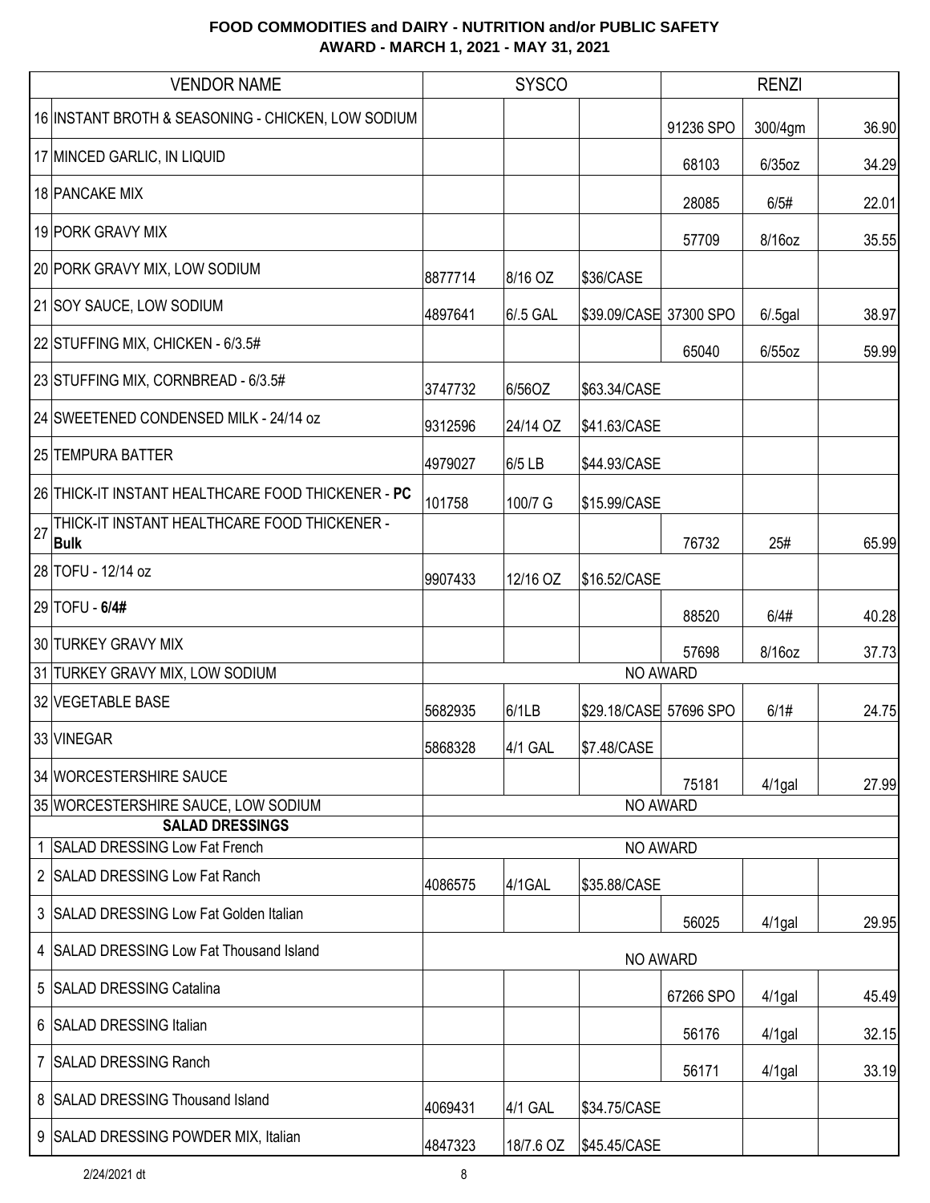**FOOD COMMODITIES and DAIRY - NUTRITION and/or PUBLIC SAFETY**
**AWARD - MARCH 1, 2021 - MAY 31, 2021**

| | VENDOR NAME | SYSCO | | | RENZI | | |
|---|---|---|---|---|---|---|---|
| 16 | INSTANT BROTH & SEASONING - CHICKEN, LOW SODIUM | | | | 91236 SPO | 300/4gm | 36.90 |
| 17 | MINCED GARLIC, IN LIQUID | | | | 68103 | 6/35oz | 34.29 |
| 18 | PANCAKE MIX | | | | 28085 | 6/5# | 22.01 |
| 19 | PORK GRAVY MIX | | | | 57709 | 8/16oz | 35.55 |
| 20 | PORK GRAVY MIX, LOW SODIUM | 8877714 | 8/16 OZ | $36/CASE | | | |
| 21 | SOY SAUCE, LOW SODIUM | 4897641 | 6/.5 GAL | $39.09/CASE | 37300 SPO | 6/.5gal | 38.97 |
| 22 | STUFFING MIX, CHICKEN - 6/3.5# | | | | 65040 | 6/55oz | 59.99 |
| 23 | STUFFING MIX, CORNBREAD - 6/3.5# | 3747732 | 6/56OZ | $63.34/CASE | | | |
| 24 | SWEETENED CONDENSED MILK - 24/14 oz | 9312596 | 24/14 OZ | $41.63/CASE | | | |
| 25 | TEMPURA BATTER | 4979027 | 6/5 LB | $44.93/CASE | | | |
| 26 | THICK-IT INSTANT HEALTHCARE FOOD THICKENER - **PC** | 101758 | 100/7 G | $15.99/CASE | | | |
| 27 | THICK-IT INSTANT HEALTHCARE FOOD THICKENER - **Bulk** | | | | 76732 | 25# | 65.99 |
| 28 | TOFU - 12/14 oz | 9907433 | 12/16 OZ | $16.52/CASE | | | |
| 29 | TOFU - **6/4#** | | | | 88520 | 6/4# | 40.28 |
| 30 | TURKEY GRAVY MIX | | | | 57698 | 8/16oz | 37.73 |
| 31 | TURKEY GRAVY MIX, LOW SODIUM | NO AWARD | | | | | |
| 32 | VEGETABLE BASE | 5682935 | 6/1LB | $29.18/CASE | 57696 SPO | 6/1# | 24.75 |
| 33 | VINEGAR | 5868328 | 4/1 GAL | $7.48/CASE | | | |
| 34 | WORCESTERSHIRE SAUCE | | | | 75181 | 4/1gal | 27.99 |
| 35 | WORCESTERSHIRE SAUCE, LOW SODIUM | NO AWARD | | | | | |
| | **SALAD DRESSINGS** | | | | | | |
| 1 | SALAD DRESSING Low Fat French | NO AWARD | | | | | |
| 2 | SALAD DRESSING Low Fat Ranch | 4086575 | 4/1GAL | $35.88/CASE | | | |
| 3 | SALAD DRESSING Low Fat Golden Italian | | | | 56025 | 4/1gal | 29.95 |
| 4 | SALAD DRESSING Low Fat Thousand Island | NO AWARD | | | | | |
| 5 | SALAD DRESSING Catalina | | | | 67266 SPO | 4/1gal | 45.49 |
| 6 | SALAD DRESSING Italian | | | | 56176 | 4/1gal | 32.15 |
| 7 | SALAD DRESSING Ranch | | | | 56171 | 4/1gal | 33.19 |
| 8 | SALAD DRESSING Thousand Island | 4069431 | 4/1 GAL | $34.75/CASE | | | |
| 9 | SALAD DRESSING POWDER MIX, Italian | 4847323 | 18/7.6 OZ | $45.45/CASE | | | |

2/24/2021 dt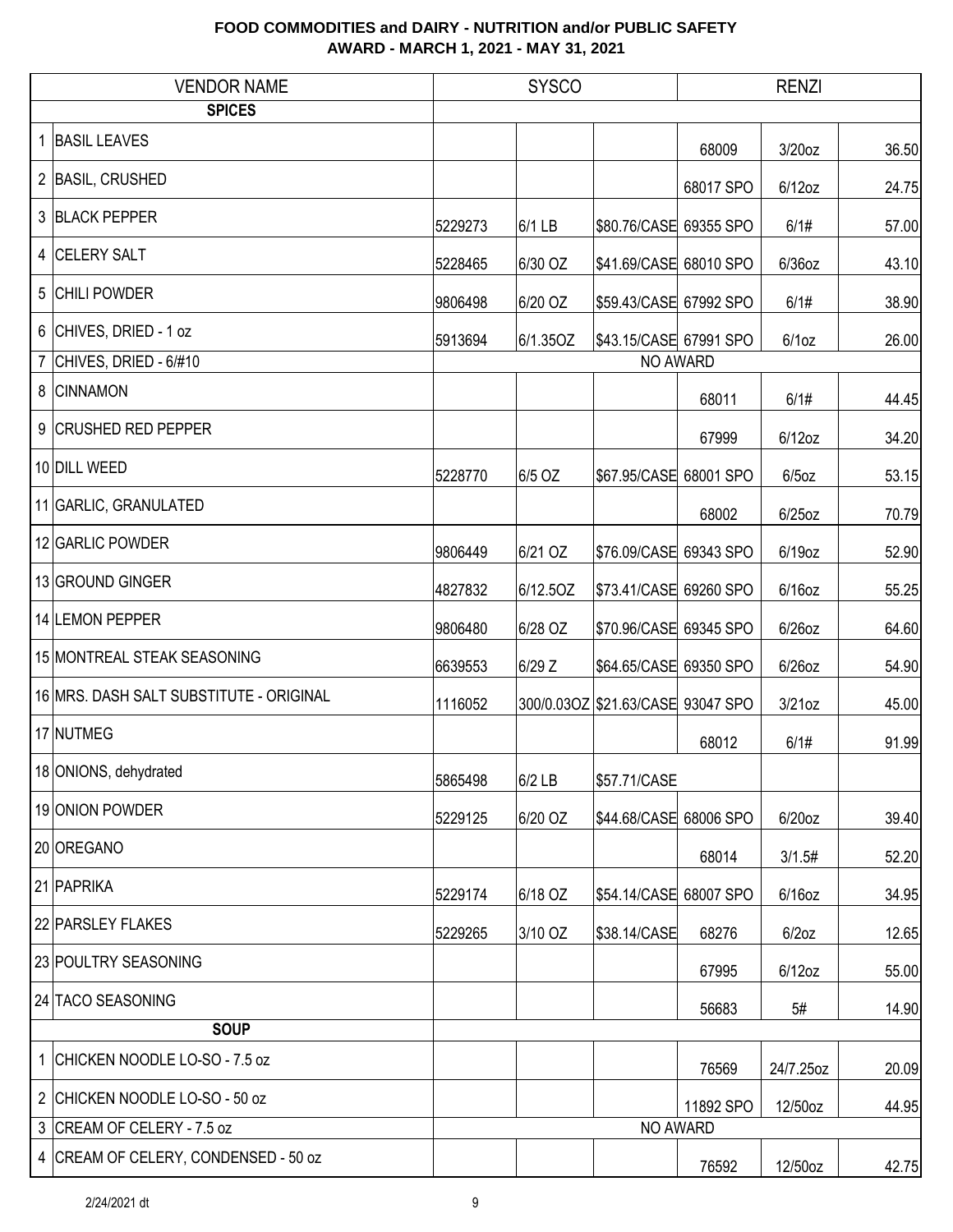# FOOD COMMODITIES and DAIRY - NUTRITION and/or PUBLIC SAFETY
## AWARD - MARCH 1, 2021 - MAY 31, 2021

| | VENDOR NAME | SYSCO | | | RENZI | | |
|---|---|---|---|---|---|---|---|
| | **SPICES** | | | | | | |
| 1 | BASIL LEAVES | | | | 68009 | 3/20oz | 36.50 |
| 2 | BASIL, CRUSHED | | | | 68017 SPO | 6/12oz | 24.75 |
| 3 | BLACK PEPPER | 5229273 | 6/1 LB | $80.76/CASE | 69355 SPO | 6/1# | 57.00 |
| 4 | CELERY SALT | 5228465 | 6/30 OZ | $41.69/CASE | 68010 SPO | 6/36oz | 43.10 |
| 5 | CHILI POWDER | 9806498 | 6/20 OZ | $59.43/CASE | 67992 SPO | 6/1# | 38.90 |
| 6 | CHIVES, DRIED - 1 oz | 5913694 | 6/1.35OZ | $43.15/CASE | 67991 SPO | 6/1oz | 26.00 |
| 7 | CHIVES, DRIED - 6/#10 | NO AWARD | | | | | |
| 8 | CINNAMON | | | | 68011 | 6/1# | 44.45 |
| 9 | CRUSHED RED PEPPER | | | | 67999 | 6/12oz | 34.20 |
| 10 | DILL WEED | 5228770 | 6/5 OZ | $67.95/CASE | 68001 SPO | 6/5oz | 53.15 |
| 11 | GARLIC, GRANULATED | | | | 68002 | 6/25oz | 70.79 |
| 12 | GARLIC POWDER | 9806449 | 6/21 OZ | $76.09/CASE | 69343 SPO | 6/19oz | 52.90 |
| 13 | GROUND GINGER | 4827832 | 6/12.5OZ | $73.41/CASE | 69260 SPO | 6/16oz | 55.25 |
| 14 | LEMON PEPPER | 9806480 | 6/28 OZ | $70.96/CASE | 69345 SPO | 6/26oz | 64.60 |
| 15 | MONTREAL STEAK SEASONING | 6639553 | 6/29 Z | $64.65/CASE | 69350 SPO | 6/26oz | 54.90 |
| 16 | MRS. DASH SALT SUBSTITUTE - ORIGINAL | 1116052 | 300/0.03OZ | $21.63/CASE | 93047 SPO | 3/21oz | 45.00 |
| 17 | NUTMEG | | | | 68012 | 6/1# | 91.99 |
| 18 | ONIONS, dehydrated | 5865498 | 6/2 LB | $57.71/CASE | | | |
| 19 | ONION POWDER | 5229125 | 6/20 OZ | $44.68/CASE | 68006 SPO | 6/20oz | 39.40 |
| 20 | OREGANO | | | | 68014 | 3/1.5# | 52.20 |
| 21 | PAPRIKA | 5229174 | 6/18 OZ | $54.14/CASE | 68007 SPO | 6/16oz | 34.95 |
| 22 | PARSLEY FLAKES | 5229265 | 3/10 OZ | $38.14/CASE | 68276 | 6/2oz | 12.65 |
| 23 | POULTRY SEASONING | | | | 67995 | 6/12oz | 55.00 |
| 24 | TACO SEASONING | | | | 56683 | 5# | 14.90 |
| | **SOUP** | | | | | | |
| 1 | CHICKEN NOODLE LO-SO - 7.5 oz | | | | 76569 | 24/7.25oz | 20.09 |
| 2 | CHICKEN NOODLE LO-SO - 50 oz | | | | 11892 SPO | 12/50oz | 44.95 |
| 3 | CREAM OF CELERY - 7.5 oz | NO AWARD | | | | | |
| 4 | CREAM OF CELERY, CONDENSED - 50 oz | | | | 76592 | 12/50oz | 42.75 |

2/24/2021 dt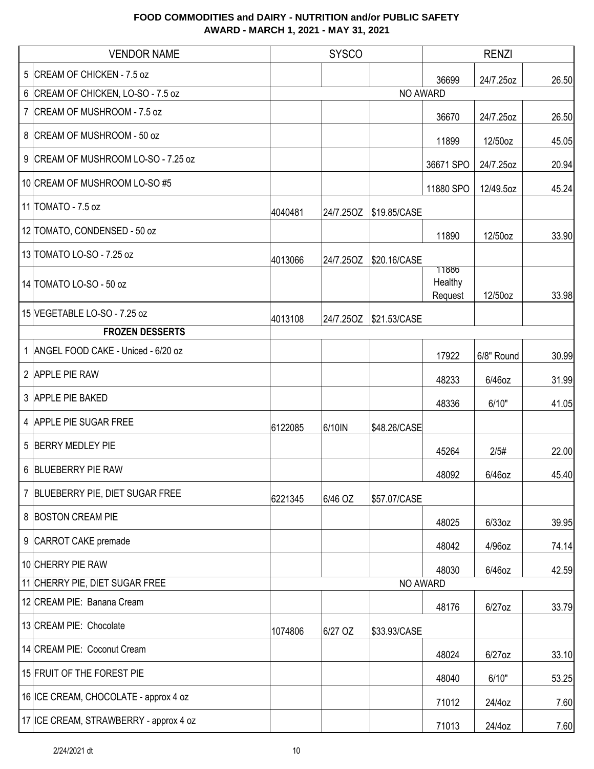**FOOD COMMODITIES and DAIRY - NUTRITION and/or PUBLIC SAFETY**
**AWARD - MARCH 1, 2021 - MAY 31, 2021**

| | VENDOR NAME | SYSCO | | | RENZI | | |
|---|---|---|---|---|---|---|---|
| 5 | CREAM OF CHICKEN - 7.5 oz | | | | 36699 | 24/7.25oz | 26.50 |
| 6 | CREAM OF CHICKEN, LO-SO - 7.5 oz | NO AWARD | | | | | |
| 7 | CREAM OF MUSHROOM - 7.5 oz | | | | 36670 | 24/7.25oz | 26.50 |
| 8 | CREAM OF MUSHROOM - 50 oz | | | | 11899 | 12/50oz | 45.05 |
| 9 | CREAM OF MUSHROOM LO-SO - 7.25 oz | | | | 36671 SPO | 24/7.25oz | 20.94 |
| 10 | CREAM OF MUSHROOM LO-SO #5 | | | | 11880 SPO | 12/49.5oz | 45.24 |
| 11 | TOMATO - 7.5 oz | 4040481 | 24/7.25OZ | $19.85/CASE | | | |
| 12 | TOMATO, CONDENSED - 50 oz | | | | 11890 | 12/50oz | 33.90 |
| 13 | TOMATO LO-SO - 7.25 oz | 4013066 | 24/7.25OZ | $20.16/CASE | | | |
| 14 | TOMATO LO-SO - 50 oz | | | | 11886 Healthy Request | 12/50oz | 33.98 |
| 15 | VEGETABLE LO-SO - 7.25 oz | 4013108 | 24/7.25OZ | $21.53/CASE | | | |
| | **FROZEN DESSERTS** | | | | | | |
| 1 | ANGEL FOOD CAKE - Uniced - 6/20 oz | | | | 17922 | 6/8" Round | 30.99 |
| 2 | APPLE PIE RAW | | | | 48233 | 6/46oz | 31.99 |
| 3 | APPLE PIE BAKED | | | | 48336 | 6/10" | 41.05 |
| 4 | APPLE PIE SUGAR FREE | 6122085 | 6/10IN | $48.26/CASE | | | |
| 5 | BERRY MEDLEY PIE | | | | 45264 | 2/5# | 22.00 |
| 6 | BLUEBERRY PIE RAW | | | | 48092 | 6/46oz | 45.40 |
| 7 | BLUEBERRY PIE, DIET SUGAR FREE | 6221345 | 6/46 OZ | $57.07/CASE | | | |
| 8 | BOSTON CREAM PIE | | | | 48025 | 6/33oz | 39.95 |
| 9 | CARROT CAKE premade | | | | 48042 | 4/96oz | 74.14 |
| 10 | CHERRY PIE RAW | | | | 48030 | 6/46oz | 42.59 |
| 11 | CHERRY PIE, DIET SUGAR FREE | NO AWARD | | | | | |
| 12 | CREAM PIE: Banana Cream | | | | 48176 | 6/27oz | 33.79 |
| 13 | CREAM PIE: Chocolate | 1074806 | 6/27 OZ | $33.93/CASE | | | |
| 14 | CREAM PIE: Coconut Cream | | | | 48024 | 6/27oz | 33.10 |
| 15 | FRUIT OF THE FOREST PIE | | | | 48040 | 6/10" | 53.25 |
| 16 | ICE CREAM, CHOCOLATE - approx 4 oz | | | | 71012 | 24/4oz | 7.60 |
| 17 | ICE CREAM, STRAWBERRY - approx 4 oz | | | | 71013 | 24/4oz | 7.60 |

2/24/2021 dt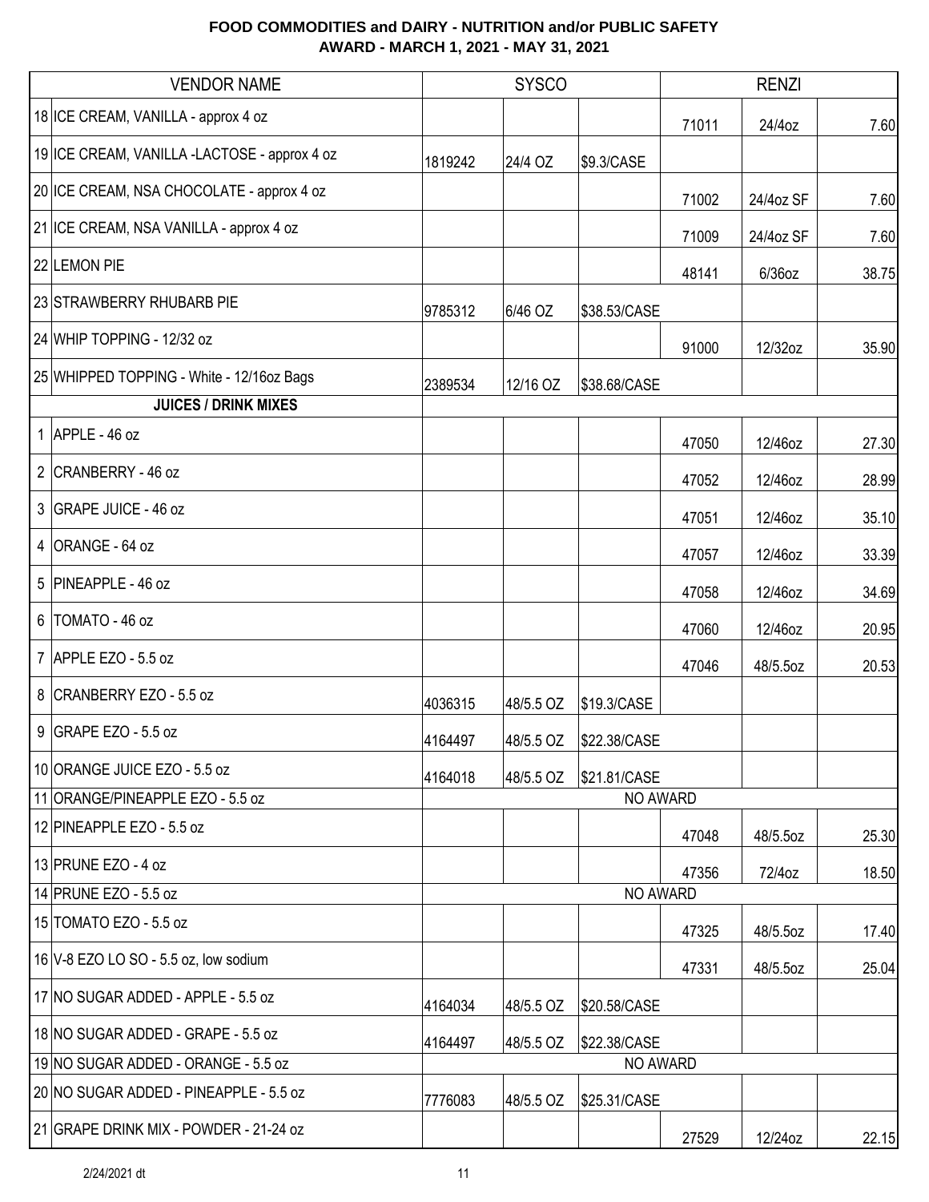**FOOD COMMODITIES and DAIRY - NUTRITION and/or PUBLIC SAFETY**
**AWARD - MARCH 1, 2021 - MAY 31, 2021**

| | VENDOR NAME | SYSCO | | | RENZI | | |
|---|---|---|---|---|---|---|---|
| 18 | ICE CREAM, VANILLA - approx 4 oz | | | | 71011 | 24/4oz | 7.60 |
| 19 | ICE CREAM, VANILLA -LACTOSE - approx 4 oz | 1819242 | 24/4 OZ | $9.3/CASE | | | |
| 20 | ICE CREAM, NSA CHOCOLATE - approx 4 oz | | | | 71002 | 24/4oz SF | 7.60 |
| 21 | ICE CREAM, NSA VANILLA - approx 4 oz | | | | 71009 | 24/4oz SF | 7.60 |
| 22 | LEMON PIE | | | | 48141 | 6/36oz | 38.75 |
| 23 | STRAWBERRY RHUBARB PIE | 9785312 | 6/46 OZ | $38.53/CASE | | | |
| 24 | WHIP TOPPING - 12/32 oz | | | | 91000 | 12/32oz | 35.90 |
| 25 | WHIPPED TOPPING - White - 12/16oz Bags | 2389534 | 12/16 OZ | $38.68/CASE | | | |
| | **JUICES / DRINK MIXES** | | | | | | |
| 1 | APPLE - 46 oz | | | | 47050 | 12/46oz | 27.30 |
| 2 | CRANBERRY - 46 oz | | | | 47052 | 12/46oz | 28.99 |
| 3 | GRAPE JUICE - 46 oz | | | | 47051 | 12/46oz | 35.10 |
| 4 | ORANGE - 64 oz | | | | 47057 | 12/46oz | 33.39 |
| 5 | PINEAPPLE - 46 oz | | | | 47058 | 12/46oz | 34.69 |
| 6 | TOMATO - 46 oz | | | | 47060 | 12/46oz | 20.95 |
| 7 | APPLE EZO - 5.5 oz | | | | 47046 | 48/5.5oz | 20.53 |
| 8 | CRANBERRY EZO - 5.5 oz | 4036315 | 48/5.5 OZ | $19.3/CASE | | | |
| 9 | GRAPE EZO - 5.5 oz | 4164497 | 48/5.5 OZ | $22.38/CASE | | | |
| 10 | ORANGE JUICE EZO - 5.5 oz | 4164018 | 48/5.5 OZ | $21.81/CASE | | | |
| 11 | ORANGE/PINEAPPLE EZO - 5.5 oz | NO AWARD | | | | | |
| 12 | PINEAPPLE EZO - 5.5 oz | | | | 47048 | 48/5.5oz | 25.30 |
| 13 | PRUNE EZO - 4 oz | | | | 47356 | 72/4oz | 18.50 |
| 14 | PRUNE EZO - 5.5 oz | NO AWARD | | | | | |
| 15 | TOMATO EZO - 5.5 oz | | | | 47325 | 48/5.5oz | 17.40 |
| 16 | V-8 EZO LO SO - 5.5 oz, low sodium | | | | 47331 | 48/5.5oz | 25.04 |
| 17 | NO SUGAR ADDED - APPLE - 5.5 oz | 4164034 | 48/5.5 OZ | $20.58/CASE | | | |
| 18 | NO SUGAR ADDED - GRAPE - 5.5 oz | 4164497 | 48/5.5 OZ | $22.38/CASE | | | |
| 19 | NO SUGAR ADDED - ORANGE - 5.5 oz | NO AWARD | | | | | |
| 20 | NO SUGAR ADDED - PINEAPPLE - 5.5 oz | 7776083 | 48/5.5 OZ | $25.31/CASE | | | |
| 21 | GRAPE DRINK MIX - POWDER - 21-24 oz | | | | 27529 | 12/24oz | 22.15 |

2/24/2021 dt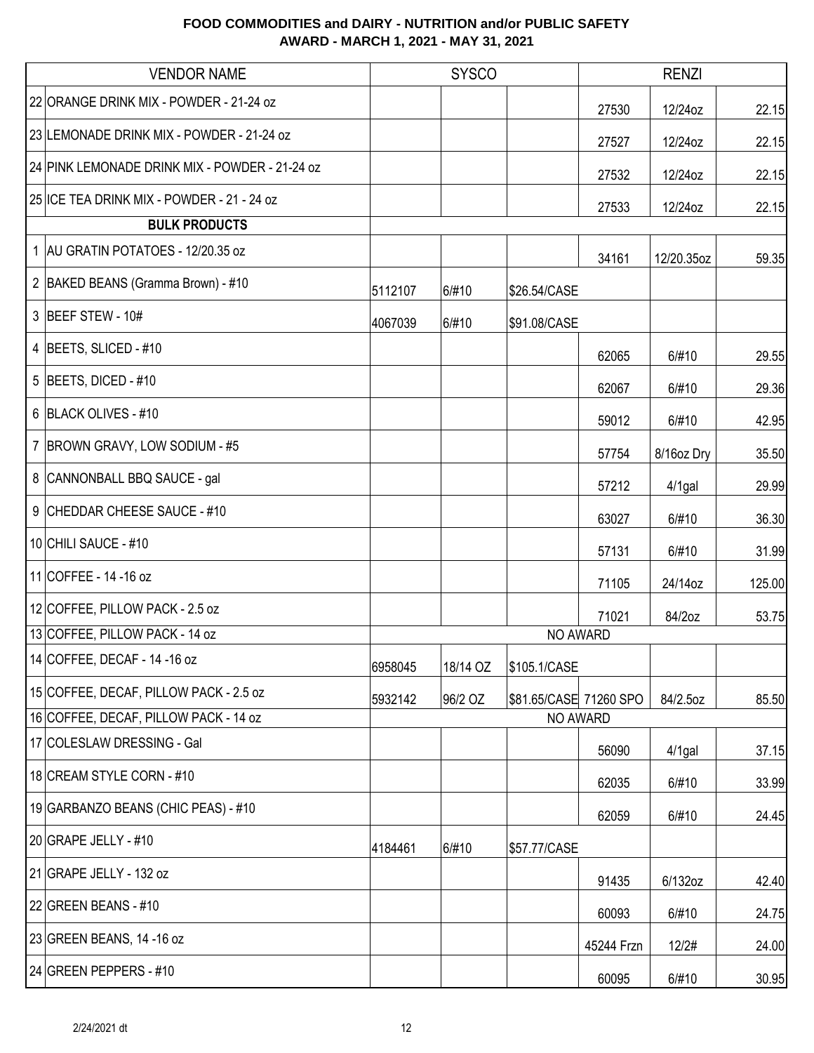**FOOD COMMODITIES and DAIRY - NUTRITION and/or PUBLIC SAFETY**
**AWARD - MARCH 1, 2021 - MAY 31, 2021**

| | VENDOR NAME | SYSCO | | | RENZI | | |
|---|---|---|---|---|---|---|---|
| 22 | ORANGE DRINK MIX - POWDER - 21-24 oz | | | | 27530 | 12/24oz | 22.15 |
| 23 | LEMONADE DRINK MIX - POWDER - 21-24 oz | | | | 27527 | 12/24oz | 22.15 |
| 24 | PINK LEMONADE DRINK MIX - POWDER - 21-24 oz | | | | 27532 | 12/24oz | 22.15 |
| 25 | ICE TEA DRINK MIX - POWDER - 21 - 24 oz | | | | 27533 | 12/24oz | 22.15 |
| | **BULK PRODUCTS** | | | | | | |
| 1 | AU GRATIN POTATOES - 12/20.35 oz | | | | 34161 | 12/20.35oz | 59.35 |
| 2 | BAKED BEANS (Gramma Brown) - #10 | 5112107 | 6/#10 | $26.54/CASE | | | |
| 3 | BEEF STEW - 10# | 4067039 | 6/#10 | $91.08/CASE | | | |
| 4 | BEETS, SLICED - #10 | | | | 62065 | 6/#10 | 29.55 |
| 5 | BEETS, DICED - #10 | | | | 62067 | 6/#10 | 29.36 |
| 6 | BLACK OLIVES - #10 | | | | 59012 | 6/#10 | 42.95 |
| 7 | BROWN GRAVY, LOW SODIUM - #5 | | | | 57754 | 8/16oz Dry | 35.50 |
| 8 | CANNONBALL BBQ SAUCE - gal | | | | 57212 | 4/1gal | 29.99 |
| 9 | CHEDDAR CHEESE SAUCE - #10 | | | | 63027 | 6/#10 | 36.30 |
| 10 | CHILI SAUCE - #10 | | | | 57131 | 6/#10 | 31.99 |
| 11 | COFFEE - 14 -16 oz | | | | 71105 | 24/14oz | 125.00 |
| 12 | COFFEE, PILLOW PACK - 2.5 oz | | | | 71021 | 84/2oz | 53.75 |
| 13 | COFFEE, PILLOW PACK - 14 oz | NO AWARD | | | | | |
| 14 | COFFEE, DECAF - 14 -16 oz | 6958045 | 18/14 OZ | $105.1/CASE | | | |
| 15 | COFFEE, DECAF, PILLOW PACK - 2.5 oz | 5932142 | 96/2 OZ | $81.65/CASE | 71260 SPO | 84/2.5oz | 85.50 |
| 16 | COFFEE, DECAF, PILLOW PACK - 14 oz | NO AWARD | | | | | |
| 17 | COLESLAW DRESSING - Gal | | | | 56090 | 4/1gal | 37.15 |
| 18 | CREAM STYLE CORN - #10 | | | | 62035 | 6/#10 | 33.99 |
| 19 | GARBANZO BEANS (CHIC PEAS) - #10 | | | | 62059 | 6/#10 | 24.45 |
| 20 | GRAPE JELLY - #10 | 4184461 | 6/#10 | $57.77/CASE | | | |
| 21 | GRAPE JELLY - 132 oz | | | | 91435 | 6/132oz | 42.40 |
| 22 | GREEN BEANS - #10 | | | | 60093 | 6/#10 | 24.75 |
| 23 | GREEN BEANS, 14 -16 oz | | | | 45244 Frzn | 12/2# | 24.00 |
| 24 | GREEN PEPPERS - #10 | | | | 60095 | 6/#10 | 30.95 |

2/24/2021 dt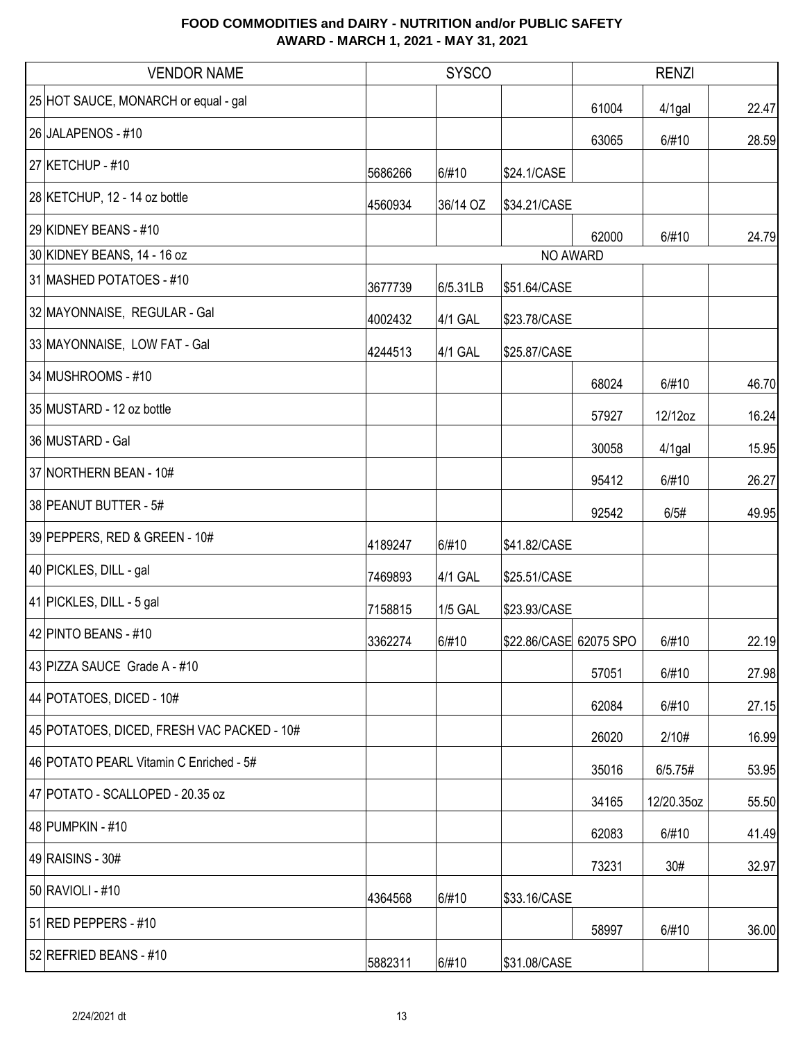**FOOD COMMODITIES and DAIRY - NUTRITION and/or PUBLIC SAFETY**
**AWARD - MARCH 1, 2021 - MAY 31, 2021**

| | VENDOR NAME | SYSCO | | | RENZI | | |
|---|---|---|---|---|---|---|---|
| 25 | HOT SAUCE, MONARCH or equal - gal | | | | 61004 | 4/1gal | 22.47 |
| 26 | JALAPENOS - #10 | | | | 63065 | 6/#10 | 28.59 |
| 27 | KETCHUP - #10 | 5686266 | 6/#10 | $24.1/CASE | | | |
| 28 | KETCHUP, 12 - 14 oz bottle | 4560934 | 36/14 OZ | $34.21/CASE | | | |
| 29 | KIDNEY BEANS - #10 | | | | 62000 | 6/#10 | 24.79 |
| 30 | KIDNEY BEANS, 14 - 16 oz | NO AWARD | | | | | |
| 31 | MASHED POTATOES - #10 | 3677739 | 6/5.31LB | $51.64/CASE | | | |
| 32 | MAYONNAISE, REGULAR - Gal | 4002432 | 4/1 GAL | $23.78/CASE | | | |
| 33 | MAYONNAISE, LOW FAT - Gal | 4244513 | 4/1 GAL | $25.87/CASE | | | |
| 34 | MUSHROOMS - #10 | | | | 68024 | 6/#10 | 46.70 |
| 35 | MUSTARD - 12 oz bottle | | | | 57927 | 12/12oz | 16.24 |
| 36 | MUSTARD - Gal | | | | 30058 | 4/1gal | 15.95 |
| 37 | NORTHERN BEAN - 10# | | | | 95412 | 6/#10 | 26.27 |
| 38 | PEANUT BUTTER - 5# | | | | 92542 | 6/5# | 49.95 |
| 39 | PEPPERS, RED & GREEN - 10# | 4189247 | 6/#10 | $41.82/CASE | | | |
| 40 | PICKLES, DILL - gal | 7469893 | 4/1 GAL | $25.51/CASE | | | |
| 41 | PICKLES, DILL - 5 gal | 7158815 | 1/5 GAL | $23.93/CASE | | | |
| 42 | PINTO BEANS - #10 | 3362274 | 6/#10 | $22.86/CASE | 62075 SPO | 6/#10 | 22.19 |
| 43 | PIZZA SAUCE Grade A - #10 | | | | 57051 | 6/#10 | 27.98 |
| 44 | POTATOES, DICED - 10# | | | | 62084 | 6/#10 | 27.15 |
| 45 | POTATOES, DICED, FRESH VAC PACKED - 10# | | | | 26020 | 2/10# | 16.99 |
| 46 | POTATO PEARL Vitamin C Enriched - 5# | | | | 35016 | 6/5.75# | 53.95 |
| 47 | POTATO - SCALLOPED - 20.35 oz | | | | 34165 | 12/20.35oz | 55.50 |
| 48 | PUMPKIN - #10 | | | | 62083 | 6/#10 | 41.49 |
| 49 | RAISINS - 30# | | | | 73231 | 30# | 32.97 |
| 50 | RAVIOLI - #10 | 4364568 | 6/#10 | $33.16/CASE | | | |
| 51 | RED PEPPERS - #10 | | | | 58997 | 6/#10 | 36.00 |
| 52 | REFRIED BEANS - #10 | 5882311 | 6/#10 | $31.08/CASE | | | |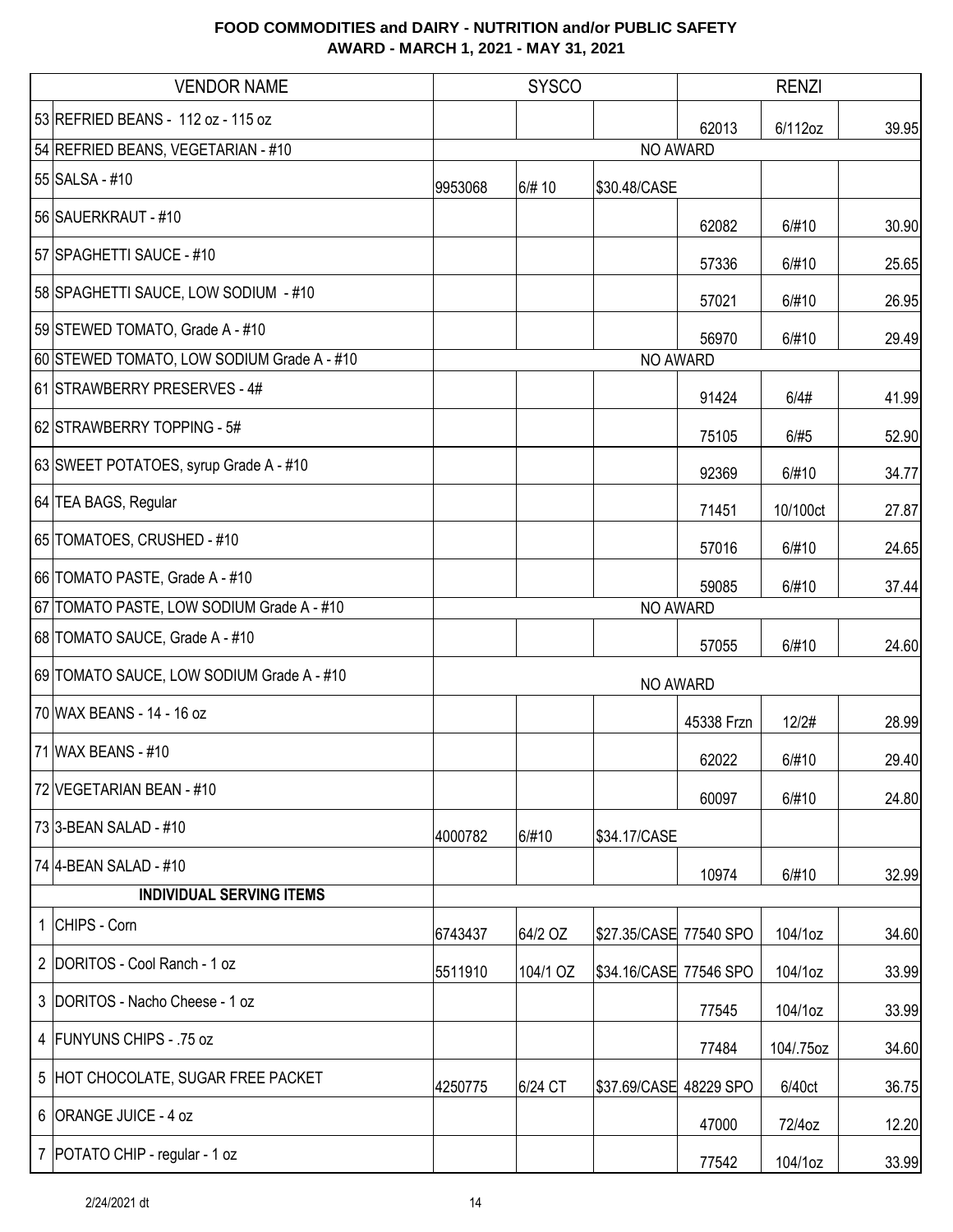# FOOD COMMODITIES and DAIRY - NUTRITION and/or PUBLIC SAFETY
## AWARD - MARCH 1, 2021 - MAY 31, 2021

| | VENDOR NAME | SYSCO | | | RENZI | | |
|---|---|---|---|---|---|---|---|
| 53 | REFRIED BEANS - 112 oz - 115 oz | | | | 62013 | 6/112oz | 39.95 |
| 54 | REFRIED BEANS, VEGETARIAN - #10 | NO AWARD | | | | | |
| 55 | SALSA - #10 | 9953068 | 6/# 10 | $30.48/CASE | | | |
| 56 | SAUERKRAUT - #10 | | | | 62082 | 6/#10 | 30.90 |
| 57 | SPAGHETTI SAUCE - #10 | | | | 57336 | 6/#10 | 25.65 |
| 58 | SPAGHETTI SAUCE, LOW SODIUM - #10 | | | | 57021 | 6/#10 | 26.95 |
| 59 | STEWED TOMATO, Grade A - #10 | | | | 56970 | 6/#10 | 29.49 |
| 60 | STEWED TOMATO, LOW SODIUM Grade A - #10 | NO AWARD | | | | | |
| 61 | STRAWBERRY PRESERVES - 4# | | | | 91424 | 6/4# | 41.99 |
| 62 | STRAWBERRY TOPPING - 5# | | | | 75105 | 6/#5 | 52.90 |
| 63 | SWEET POTATOES, syrup Grade A - #10 | | | | 92369 | 6/#10 | 34.77 |
| 64 | TEA BAGS, Regular | | | | 71451 | 10/100ct | 27.87 |
| 65 | TOMATOES, CRUSHED - #10 | | | | 57016 | 6/#10 | 24.65 |
| 66 | TOMATO PASTE, Grade A - #10 | | | | 59085 | 6/#10 | 37.44 |
| 67 | TOMATO PASTE, LOW SODIUM Grade A - #10 | NO AWARD | | | | | |
| 68 | TOMATO SAUCE, Grade A - #10 | | | | 57055 | 6/#10 | 24.60 |
| 69 | TOMATO SAUCE, LOW SODIUM Grade A - #10 | NO AWARD | | | | | |
| 70 | WAX BEANS - 14 - 16 oz | | | | 45338 Frzn | 12/2# | 28.99 |
| 71 | WAX BEANS - #10 | | | | 62022 | 6/#10 | 29.40 |
| 72 | VEGETARIAN BEAN - #10 | | | | 60097 | 6/#10 | 24.80 |
| 73 | 3-BEAN SALAD - #10 | 4000782 | 6/#10 | $34.17/CASE | | | |
| 74 | 4-BEAN SALAD - #10 | | | | 10974 | 6/#10 | 32.99 |
| | **INDIVIDUAL SERVING ITEMS** | | | | | | |
| 1 | CHIPS - Corn | 6743437 | 64/2 OZ | $27.35/CASE | 77540 SPO | 104/1oz | 34.60 |
| 2 | DORITOS - Cool Ranch - 1 oz | 5511910 | 104/1 OZ | $34.16/CASE | 77546 SPO | 104/1oz | 33.99 |
| 3 | DORITOS - Nacho Cheese - 1 oz | | | | 77545 | 104/1oz | 33.99 |
| 4 | FUNYUNS CHIPS - .75 oz | | | | 77484 | 104/.75oz | 34.60 |
| 5 | HOT CHOCOLATE, SUGAR FREE PACKET | 4250775 | 6/24 CT | $37.69/CASE | 48229 SPO | 6/40ct | 36.75 |
| 6 | ORANGE JUICE - 4 oz | | | | 47000 | 72/4oz | 12.20 |
| 7 | POTATO CHIP - regular - 1 oz | | | | 77542 | 104/1oz | 33.99 |

2/24/2021 dt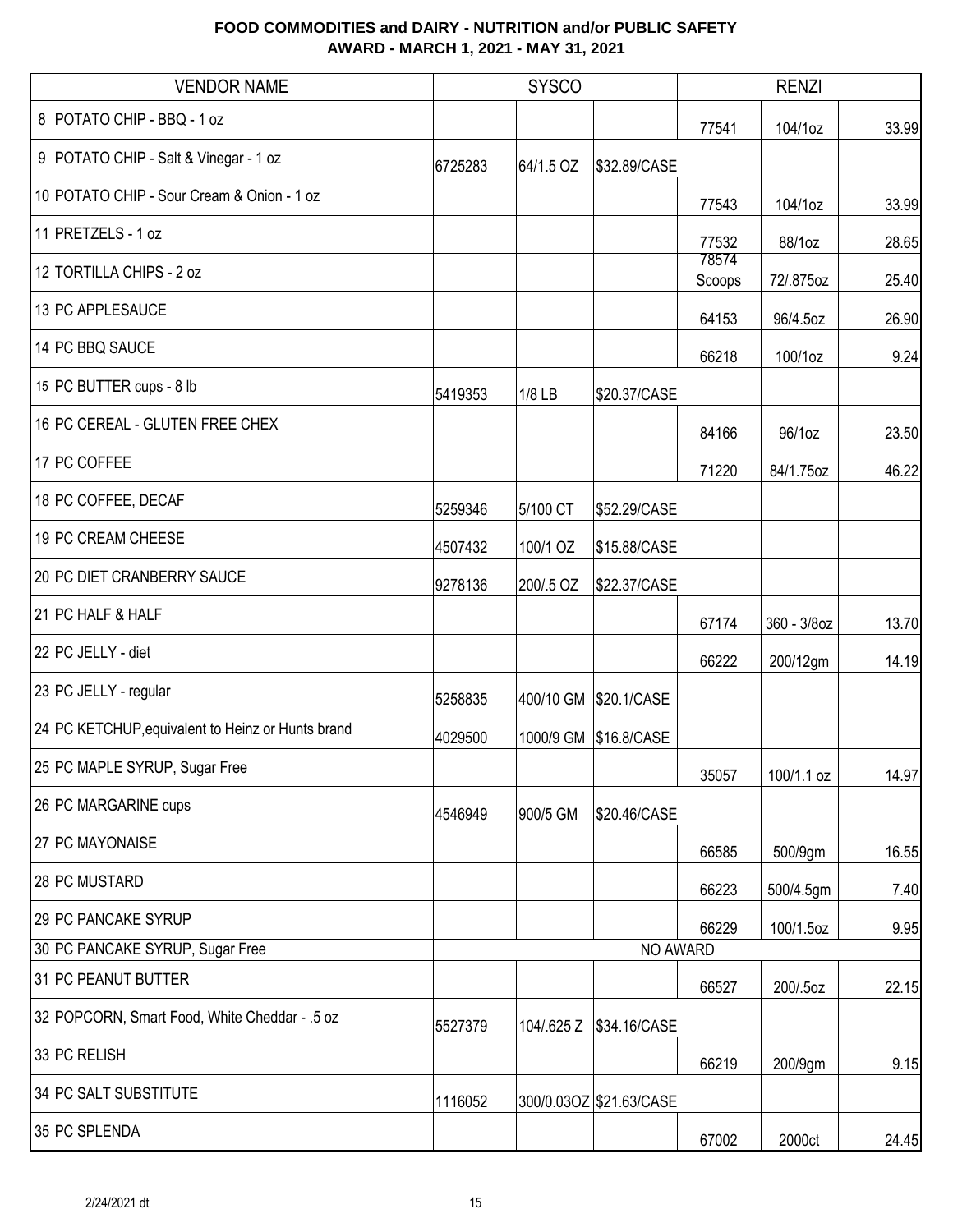# FOOD COMMODITIES and DAIRY - NUTRITION and/or PUBLIC SAFETY
## AWARD - MARCH 1, 2021 - MAY 31, 2021

| | VENDOR NAME | SYSCO | | | RENZI | | |
|---|---|---|---|---|---|---|---|
| 8 | POTATO CHIP - BBQ - 1 oz | | | | 77541 | 104/1oz | 33.99 |
| 9 | POTATO CHIP - Salt & Vinegar - 1 oz | 6725283 | 64/1.5 OZ | $32.89/CASE | | | |
| 10 | POTATO CHIP - Sour Cream & Onion - 1 oz | | | | 77543 | 104/1oz | 33.99 |
| 11 | PRETZELS - 1 oz | | | | 77532 | 88/1oz | 28.65 |
| 12 | TORTILLA CHIPS - 2 oz | | | | 78574 Scoops | 72/.875oz | 25.40 |
| 13 | PC APPLESAUCE | | | | 64153 | 96/4.5oz | 26.90 |
| 14 | PC BBQ SAUCE | | | | 66218 | 100/1oz | 9.24 |
| 15 | PC BUTTER cups - 8 lb | 5419353 | 1/8 LB | $20.37/CASE | | | |
| 16 | PC CEREAL - GLUTEN FREE CHEX | | | | 84166 | 96/1oz | 23.50 |
| 17 | PC COFFEE | | | | 71220 | 84/1.75oz | 46.22 |
| 18 | PC COFFEE, DECAF | 5259346 | 5/100 CT | $52.29/CASE | | | |
| 19 | PC CREAM CHEESE | 4507432 | 100/1 OZ | $15.88/CASE | | | |
| 20 | PC DIET CRANBERRY SAUCE | 9278136 | 200/.5 OZ | $22.37/CASE | | | |
| 21 | PC HALF & HALF | | | | 67174 | 360 - 3/8oz | 13.70 |
| 22 | PC JELLY - diet | | | | 66222 | 200/12gm | 14.19 |
| 23 | PC JELLY - regular | 5258835 | 400/10 GM | $20.1/CASE | | | |
| 24 | PC KETCHUP,equivalent to Heinz or Hunts brand | 4029500 | 1000/9 GM | $16.8/CASE | | | |
| 25 | PC MAPLE SYRUP, Sugar Free | | | | 35057 | 100/1.1 oz | 14.97 |
| 26 | PC MARGARINE cups | 4546949 | 900/5 GM | $20.46/CASE | | | |
| 27 | PC MAYONAISE | | | | 66585 | 500/9gm | 16.55 |
| 28 | PC MUSTARD | | | | 66223 | 500/4.5gm | 7.40 |
| 29 | PC PANCAKE SYRUP | | | | 66229 | 100/1.5oz | 9.95 |
| 30 | PC PANCAKE SYRUP, Sugar Free | NO AWARD | | | | | |
| 31 | PC PEANUT BUTTER | | | | 66527 | 200/.5oz | 22.15 |
| 32 | POPCORN, Smart Food, White Cheddar - .5 oz | 5527379 | 104/.625 Z | $34.16/CASE | | | |
| 33 | PC RELISH | | | | 66219 | 200/9gm | 9.15 |
| 34 | PC SALT SUBSTITUTE | 1116052 | 300/0.03OZ | $21.63/CASE | | | |
| 35 | PC SPLENDA | | | | 67002 | 2000ct | 24.45 |

2/24/2021 dt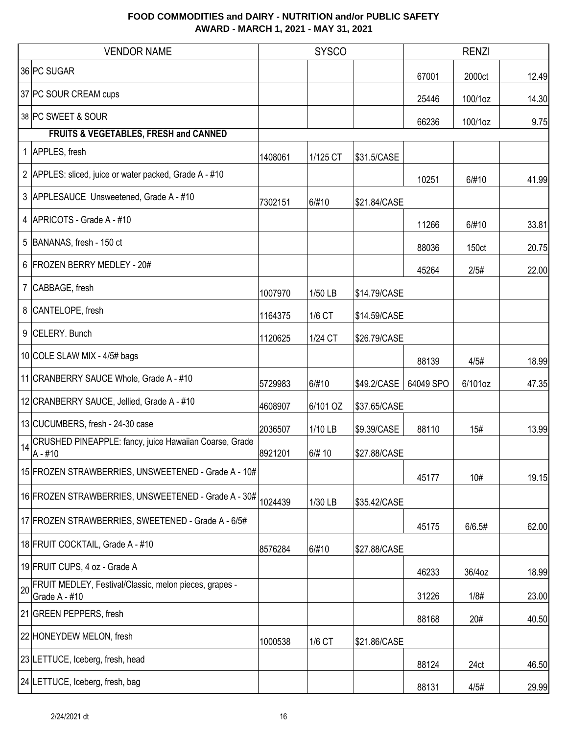# FOOD COMMODITIES and DAIRY - NUTRITION and/or PUBLIC SAFETY
## AWARD - MARCH 1, 2021 - MAY 31, 2021

| | VENDOR NAME | SYSCO | | | RENZI | | |
|---|---|---|---|---|---|---|---|
| 36 | PC SUGAR | | | | 67001 | 2000ct | 12.49 |
| 37 | PC SOUR CREAM cups | | | | 25446 | 100/1oz | 14.30 |
| 38 | PC SWEET & SOUR | | | | 66236 | 100/1oz | 9.75 |
| | **FRUITS & VEGETABLES, FRESH and CANNED** | | | | | | |
| 1 | APPLES, fresh | 1408061 | 1/125 CT | $31.5/CASE | | | |
| 2 | APPLES: sliced, juice or water packed, Grade A - #10 | | | | 10251 | 6/#10 | 41.99 |
| 3 | APPLESAUCE Unsweetened, Grade A - #10 | 7302151 | 6/#10 | $21.84/CASE | | | |
| 4 | APRICOTS - Grade A - #10 | | | | 11266 | 6/#10 | 33.81 |
| 5 | BANANAS, fresh - 150 ct | | | | 88036 | 150ct | 20.75 |
| 6 | FROZEN BERRY MEDLEY - 20# | | | | 45264 | 2/5# | 22.00 |
| 7 | CABBAGE, fresh | 1007970 | 1/50 LB | $14.79/CASE | | | |
| 8 | CANTELOPE, fresh | 1164375 | 1/6 CT | $14.59/CASE | | | |
| 9 | CELERY. Bunch | 1120625 | 1/24 CT | $26.79/CASE | | | |
| 10 | COLE SLAW MIX - 4/5# bags | | | | 88139 | 4/5# | 18.99 |
| 11 | CRANBERRY SAUCE Whole, Grade A - #10 | 5729983 | 6/#10 | $49.2/CASE | 64049 SPO | 6/101oz | 47.35 |
| 12 | CRANBERRY SAUCE, Jellied, Grade A - #10 | 4608907 | 6/101 OZ | $37.65/CASE | | | |
| 13 | CUCUMBERS, fresh - 24-30 case | 2036507 | 1/10 LB | $9.39/CASE | 88110 | 15# | 13.99 |
| 14 | CRUSHED PINEAPPLE: fancy, juice Hawaiian Coarse, Grade A - #10 | 8921201 | 6/# 10 | $27.88/CASE | | | |
| 15 | FROZEN STRAWBERRIES, UNSWEETENED - Grade A - 10# | | | | 45177 | 10# | 19.15 |
| 16 | FROZEN STRAWBERRIES, UNSWEETENED - Grade A - 30# | 1024439 | 1/30 LB | $35.42/CASE | | | |
| 17 | FROZEN STRAWBERRIES, SWEETENED - Grade A - 6/5# | | | | 45175 | 6/6.5# | 62.00 |
| 18 | FRUIT COCKTAIL, Grade A - #10 | 8576284 | 6/#10 | $27.88/CASE | | | |
| 19 | FRUIT CUPS, 4 oz - Grade A | | | | 46233 | 36/4oz | 18.99 |
| 20 | FRUIT MEDLEY, Festival/Classic, melon pieces, grapes - Grade A - #10 | | | | 31226 | 1/8# | 23.00 |
| 21 | GREEN PEPPERS, fresh | | | | 88168 | 20# | 40.50 |
| 22 | HONEYDEW MELON, fresh | 1000538 | 1/6 CT | $21.86/CASE | | | |
| 23 | LETTUCE, Iceberg, fresh, head | | | | 88124 | 24ct | 46.50 |
| 24 | LETTUCE, Iceberg, fresh, bag | | | | 88131 | 4/5# | 29.99 |

2/24/2021 dt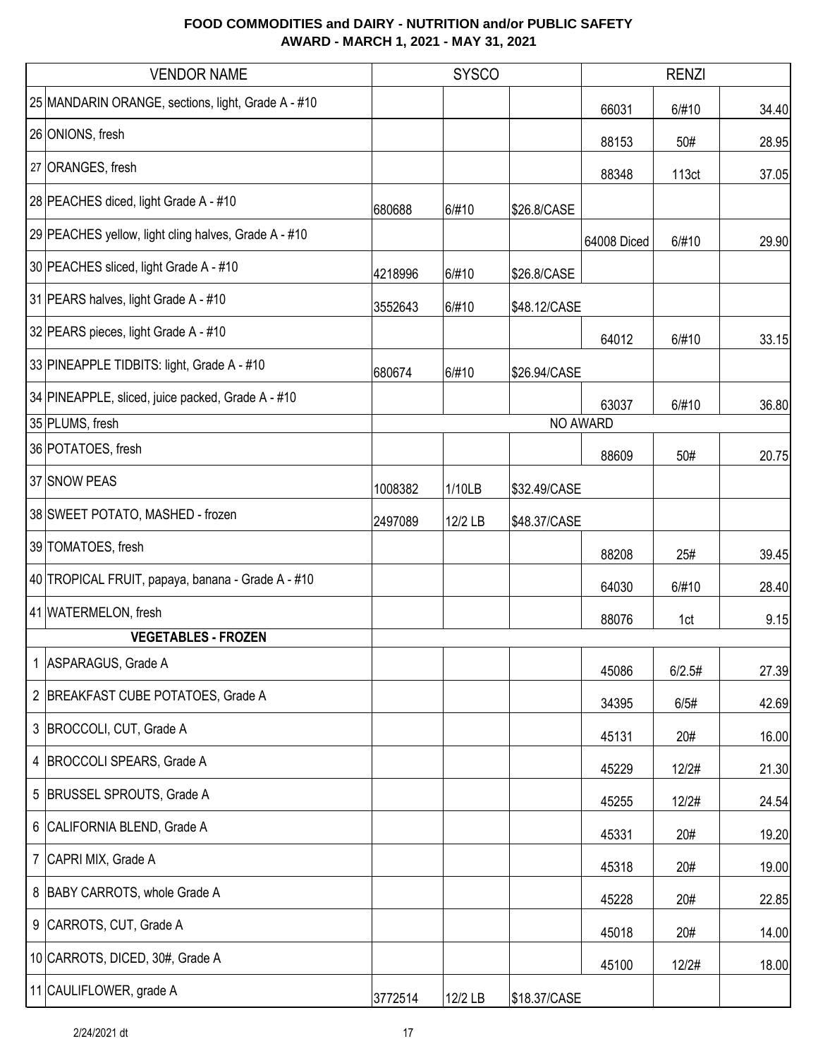**FOOD COMMODITIES and DAIRY - NUTRITION and/or PUBLIC SAFETY**
**AWARD - MARCH 1, 2021 - MAY 31, 2021**

| | VENDOR NAME | SYSCO | | | RENZI | | |
|---|---|---|---|---|---|---|---|
| 25 | MANDARIN ORANGE, sections, light, Grade A - #10 | | | | 66031 | 6/#10 | 34.40 |
| 26 | ONIONS, fresh | | | | 88153 | 50# | 28.95 |
| 27 | ORANGES, fresh | | | | 88348 | 113ct | 37.05 |
| 28 | PEACHES diced, light Grade A - #10 | 680688 | 6/#10 | $26.8/CASE | | | |
| 29 | PEACHES yellow, light cling halves, Grade A - #10 | | | | 64008 Diced | 6/#10 | 29.90 |
| 30 | PEACHES sliced, light Grade A - #10 | 4218996 | 6/#10 | $26.8/CASE | | | |
| 31 | PEARS halves, light Grade A - #10 | 3552643 | 6/#10 | $48.12/CASE | | | |
| 32 | PEARS pieces, light Grade A - #10 | | | | 64012 | 6/#10 | 33.15 |
| 33 | PINEAPPLE TIDBITS: light, Grade A - #10 | 680674 | 6/#10 | $26.94/CASE | | | |
| 34 | PINEAPPLE, sliced, juice packed, Grade A - #10 | | | | 63037 | 6/#10 | 36.80 |
| 35 | PLUMS, fresh | NO AWARD | | | | | |
| 36 | POTATOES, fresh | | | | 88609 | 50# | 20.75 |
| 37 | SNOW PEAS | 1008382 | 1/10LB | $32.49/CASE | | | |
| 38 | SWEET POTATO, MASHED - frozen | 2497089 | 12/2 LB | $48.37/CASE | | | |
| 39 | TOMATOES, fresh | | | | 88208 | 25# | 39.45 |
| 40 | TROPICAL FRUIT, papaya, banana - Grade A - #10 | | | | 64030 | 6/#10 | 28.40 |
| 41 | WATERMELON, fresh | | | | 88076 | 1ct | 9.15 |
| | **VEGETABLES - FROZEN** | | | | | | |
| 1 | ASPARAGUS, Grade A | | | | 45086 | 6/2.5# | 27.39 |
| 2 | BREAKFAST CUBE POTATOES, Grade A | | | | 34395 | 6/5# | 42.69 |
| 3 | BROCCOLI, CUT, Grade A | | | | 45131 | 20# | 16.00 |
| 4 | BROCCOLI SPEARS, Grade A | | | | 45229 | 12/2# | 21.30 |
| 5 | BRUSSEL SPROUTS, Grade A | | | | 45255 | 12/2# | 24.54 |
| 6 | CALIFORNIA BLEND, Grade A | | | | 45331 | 20# | 19.20 |
| 7 | CAPRI MIX, Grade A | | | | 45318 | 20# | 19.00 |
| 8 | BABY CARROTS, whole Grade A | | | | 45228 | 20# | 22.85 |
| 9 | CARROTS, CUT, Grade A | | | | 45018 | 20# | 14.00 |
| 10 | CARROTS, DICED, 30#, Grade A | | | | 45100 | 12/2# | 18.00 |
| 11 | CAULIFLOWER, grade A | 3772514 | 12/2 LB | $18.37/CASE | | | |

2/24/2021 dt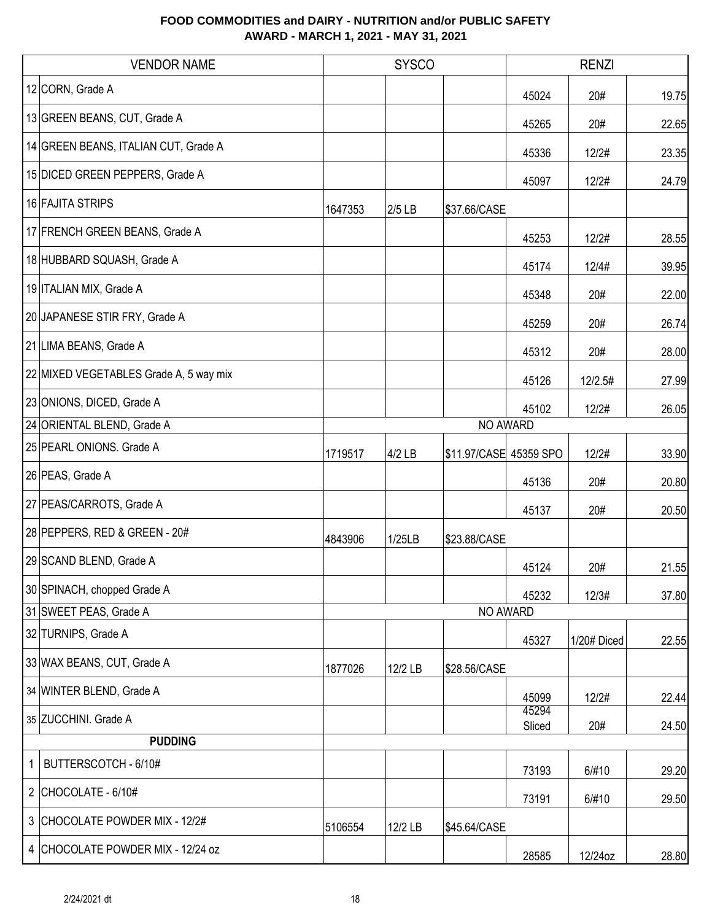**FOOD COMMODITIES and DAIRY - NUTRITION and/or PUBLIC SAFETY**
**AWARD - MARCH 1, 2021 - MAY 31, 2021**

| | VENDOR NAME | SYSCO | | | RENZI | | |
|---|---|---|---|---|---|---|---|
| 12 | CORN, Grade A | | | | 45024 | 20# | 19.75 |
| 13 | GREEN BEANS, CUT, Grade A | | | | 45265 | 20# | 22.65 |
| 14 | GREEN BEANS, ITALIAN CUT, Grade A | | | | 45336 | 12/2# | 23.35 |
| 15 | DICED GREEN PEPPERS, Grade A | | | | 45097 | 12/2# | 24.79 |
| 16 | FAJITA STRIPS | 1647353 | 2/5 LB | $37.66/CASE | | | |
| 17 | FRENCH GREEN BEANS, Grade A | | | | 45253 | 12/2# | 28.55 |
| 18 | HUBBARD SQUASH, Grade A | | | | 45174 | 12/4# | 39.95 |
| 19 | ITALIAN MIX, Grade A | | | | 45348 | 20# | 22.00 |
| 20 | JAPANESE STIR FRY, Grade A | | | | 45259 | 20# | 26.74 |
| 21 | LIMA BEANS, Grade A | | | | 45312 | 20# | 28.00 |
| 22 | MIXED VEGETABLES Grade A, 5 way mix | | | | 45126 | 12/2.5# | 27.99 |
| 23 | ONIONS, DICED, Grade A | | | | 45102 | 12/2# | 26.05 |
| 24 | ORIENTAL BLEND, Grade A | NO AWARD | | | | | |
| 25 | PEARL ONIONS. Grade A | 1719517 | 4/2 LB | $11.97/CASE | 45359 SPO | 12/2# | 33.90 |
| 26 | PEAS, Grade A | | | | 45136 | 20# | 20.80 |
| 27 | PEAS/CARROTS, Grade A | | | | 45137 | 20# | 20.50 |
| 28 | PEPPERS, RED & GREEN - 20# | 4843906 | 1/25LB | $23.88/CASE | | | |
| 29 | SCAND BLEND, Grade A | | | | 45124 | 20# | 21.55 |
| 30 | SPINACH, chopped Grade A | | | | 45232 | 12/3# | 37.80 |
| 31 | SWEET PEAS, Grade A | NO AWARD | | | | | |
| 32 | TURNIPS, Grade A | | | | 45327 | 1/20# Diced | 22.55 |
| 33 | WAX BEANS, CUT, Grade A | 1877026 | 12/2 LB | $28.56/CASE | | | |
| 34 | WINTER BLEND, Grade A | | | | 45099 | 12/2# | 22.44 |
| 35 | ZUCCHINI. Grade A | | | | 45294 Sliced | 20# | 24.50 |
| | **PUDDING** | | | | | | |
| 1 | BUTTERSCOTCH - 6/10# | | | | 73193 | 6/#10 | 29.20 |
| 2 | CHOCOLATE - 6/10# | | | | 73191 | 6/#10 | 29.50 |
| 3 | CHOCOLATE POWDER MIX - 12/2# | 5106554 | 12/2 LB | $45.64/CASE | | | |
| 4 | CHOCOLATE POWDER MIX - 12/24 oz | | | | 28585 | 12/24oz | 28.80 |

2/24/2021 dt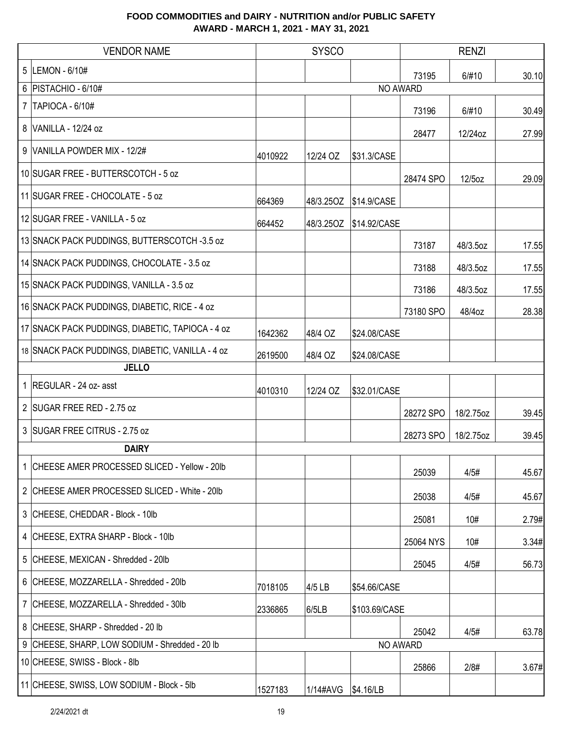**FOOD COMMODITIES and DAIRY - NUTRITION and/or PUBLIC SAFETY**
**AWARD - MARCH 1, 2021 - MAY 31, 2021**

| | VENDOR NAME | SYSCO | | | RENZI | | |
|---|---|---|---|---|---|---|---|
| 5 | LEMON - 6/10# | | | | 73195 | 6/#10 | 30.10 |
| 6 | PISTACHIO - 6/10# | NO AWARD | | | | | |
| 7 | TAPIOCA - 6/10# | | | | 73196 | 6/#10 | 30.49 |
| 8 | VANILLA - 12/24 oz | | | | 28477 | 12/24oz | 27.99 |
| 9 | VANILLA POWDER MIX - 12/2# | 4010922 | 12/24 OZ | $31.3/CASE | | | |
| 10 | SUGAR FREE - BUTTERSCOTCH - 5 oz | | | | 28474 SPO | 12/5oz | 29.09 |
| 11 | SUGAR FREE - CHOCOLATE - 5 oz | 664369 | 48/3.25OZ | $14.9/CASE | | | |
| 12 | SUGAR FREE - VANILLA - 5 oz | 664452 | 48/3.25OZ | $14.92/CASE | | | |
| 13 | SNACK PACK PUDDINGS, BUTTERSCOTCH -3.5 oz | | | | 73187 | 48/3.5oz | 17.55 |
| 14 | SNACK PACK PUDDINGS, CHOCOLATE - 3.5 oz | | | | 73188 | 48/3.5oz | 17.55 |
| 15 | SNACK PACK PUDDINGS, VANILLA - 3.5 oz | | | | 73186 | 48/3.5oz | 17.55 |
| 16 | SNACK PACK PUDDINGS, DIABETIC, RICE - 4 oz | | | | 73180 SPO | 48/4oz | 28.38 |
| 17 | SNACK PACK PUDDINGS, DIABETIC, TAPIOCA - 4 oz | 1642362 | 48/4 OZ | $24.08/CASE | | | |
| 18 | SNACK PACK PUDDINGS, DIABETIC, VANILLA - 4 oz | 2619500 | 48/4 OZ | $24.08/CASE | | | |
| | **JELLO** | | | | | | |
| 1 | REGULAR - 24 oz- asst | 4010310 | 12/24 OZ | $32.01/CASE | | | |
| 2 | SUGAR FREE RED - 2.75 oz | | | | 28272 SPO | 18/2.75oz | 39.45 |
| 3 | SUGAR FREE CITRUS - 2.75 oz | | | | 28273 SPO | 18/2.75oz | 39.45 |
| | **DAIRY** | | | | | | |
| 1 | CHEESE AMER PROCESSED SLICED - Yellow - 20lb | | | | 25039 | 4/5# | 45.67 |
| 2 | CHEESE AMER PROCESSED SLICED - White - 20lb | | | | 25038 | 4/5# | 45.67 |
| 3 | CHEESE, CHEDDAR - Block - 10lb | | | | 25081 | 10# | 2.79# |
| 4 | CHEESE, EXTRA SHARP - Block - 10lb | | | | 25064 NYS | 10# | 3.34# |
| 5 | CHEESE, MEXICAN - Shredded - 20lb | | | | 25045 | 4/5# | 56.73 |
| 6 | CHEESE, MOZZARELLA - Shredded - 20lb | 7018105 | 4/5 LB | $54.66/CASE | | | |
| 7 | CHEESE, MOZZARELLA - Shredded - 30lb | 2336865 | 6/5LB | $103.69/CASE | | | |
| 8 | CHEESE, SHARP - Shredded - 20 lb | | | | 25042 | 4/5# | 63.78 |
| 9 | CHEESE, SHARP, LOW SODIUM - Shredded - 20 lb | NO AWARD | | | | | |
| 10 | CHEESE, SWISS - Block - 8lb | | | | 25866 | 2/8# | 3.67# |
| 11 | CHEESE, SWISS, LOW SODIUM - Block - 5lb | 1527183 | 1/14#AVG | $4.16/LB | | | |

2/24/2021 dt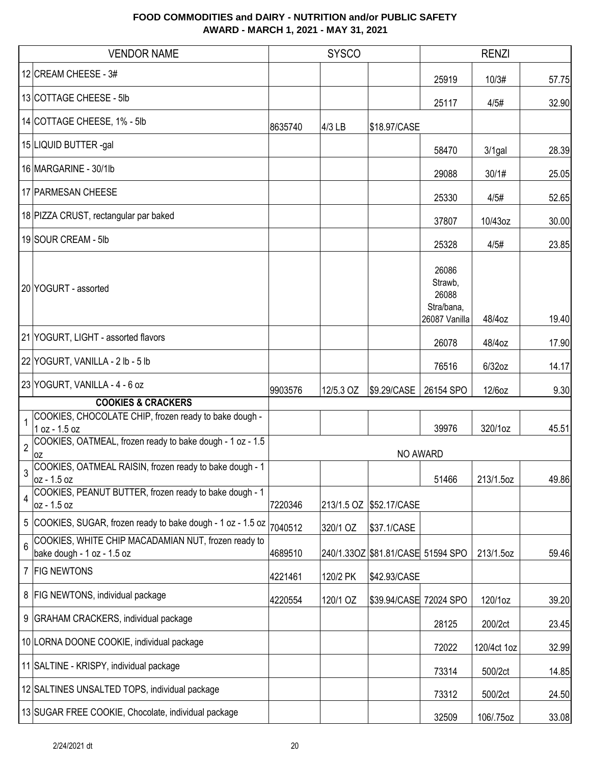# FOOD COMMODITIES and DAIRY - NUTRITION and/or PUBLIC SAFETY
## AWARD - MARCH 1, 2021 - MAY 31, 2021

| | VENDOR NAME | SYSCO | | | RENZI | | |
|---|---|---|---|---|---|---|---|
| 12 | CREAM CHEESE - 3# | | | | 25919 | 10/3# | 57.75 |
| 13 | COTTAGE CHEESE - 5lb | | | | 25117 | 4/5# | 32.90 |
| 14 | COTTAGE CHEESE, 1% - 5lb | 8635740 | 4/3 LB | $18.97/CASE | | | |
| 15 | LIQUID BUTTER -gal | | | | 58470 | 3/1gal | 28.39 |
| 16 | MARGARINE - 30/1lb | | | | 29088 | 30/1# | 25.05 |
| 17 | PARMESAN CHEESE | | | | 25330 | 4/5# | 52.65 |
| 18 | PIZZA CRUST, rectangular par baked | | | | 37807 | 10/43oz | 30.00 |
| 19 | SOUR CREAM - 5lb | | | | 25328 | 4/5# | 23.85 |
| 20 | YOGURT - assorted | | | | 26086 Strawb, 26088 Stra/bana, 26087 Vanilla | 48/4oz | 19.40 |
| 21 | YOGURT, LIGHT - assorted flavors | | | | 26078 | 48/4oz | 17.90 |
| 22 | YOGURT, VANILLA - 2 lb - 5 lb | | | | 76516 | 6/32oz | 14.17 |
| 23 | YOGURT, VANILLA - 4 - 6 oz | 9903576 | 12/5.3 OZ | $9.29/CASE | 26154 SPO | 12/6oz | 9.30 |
| | **COOKIES & CRACKERS** | | | | | | |
| 1 | COOKIES, CHOCOLATE CHIP, frozen ready to bake dough - 1 oz - 1.5 oz | | | | 39976 | 320/1oz | 45.51 |
| 2 | COOKIES, OATMEAL, frozen ready to bake dough - 1 oz - 1.5 oz | NO AWARD | | | | | |
| 3 | COOKIES, OATMEAL RAISIN, frozen ready to bake dough - 1 oz - 1.5 oz | | | | 51466 | 213/1.5oz | 49.86 |
| 4 | COOKIES, PEANUT BUTTER, frozen ready to bake dough - 1 oz - 1.5 oz | 7220346 | 213/1.5 OZ | $52.17/CASE | | | |
| 5 | COOKIES, SUGAR, frozen ready to bake dough - 1 oz - 1.5 oz | 7040512 | 320/1 OZ | $37.1/CASE | | | |
| 6 | COOKIES, WHITE CHIP MACADAMIAN NUT, frozen ready to bake dough - 1 oz - 1.5 oz | 4689510 | 240/1.33OZ | $81.81/CASE | 51594 SPO | 213/1.5oz | 59.46 |
| 7 | FIG NEWTONS | 4221461 | 120/2 PK | $42.93/CASE | | | |
| 8 | FIG NEWTONS, individual package | 4220554 | 120/1 OZ | $39.94/CASE | 72024 SPO | 120/1oz | 39.20 |
| 9 | GRAHAM CRACKERS, individual package | | | | 28125 | 200/2ct | 23.45 |
| 10 | LORNA DOONE COOKIE, individual package | | | | 72022 | 120/4ct 1oz | 32.99 |
| 11 | SALTINE - KRISPY, individual package | | | | 73314 | 500/2ct | 14.85 |
| 12 | SALTINES UNSALTED TOPS, individual package | | | | 73312 | 500/2ct | 24.50 |
| 13 | SUGAR FREE COOKIE, Chocolate, individual package | | | | 32509 | 106/.75oz | 33.08 |

2/24/2021 dt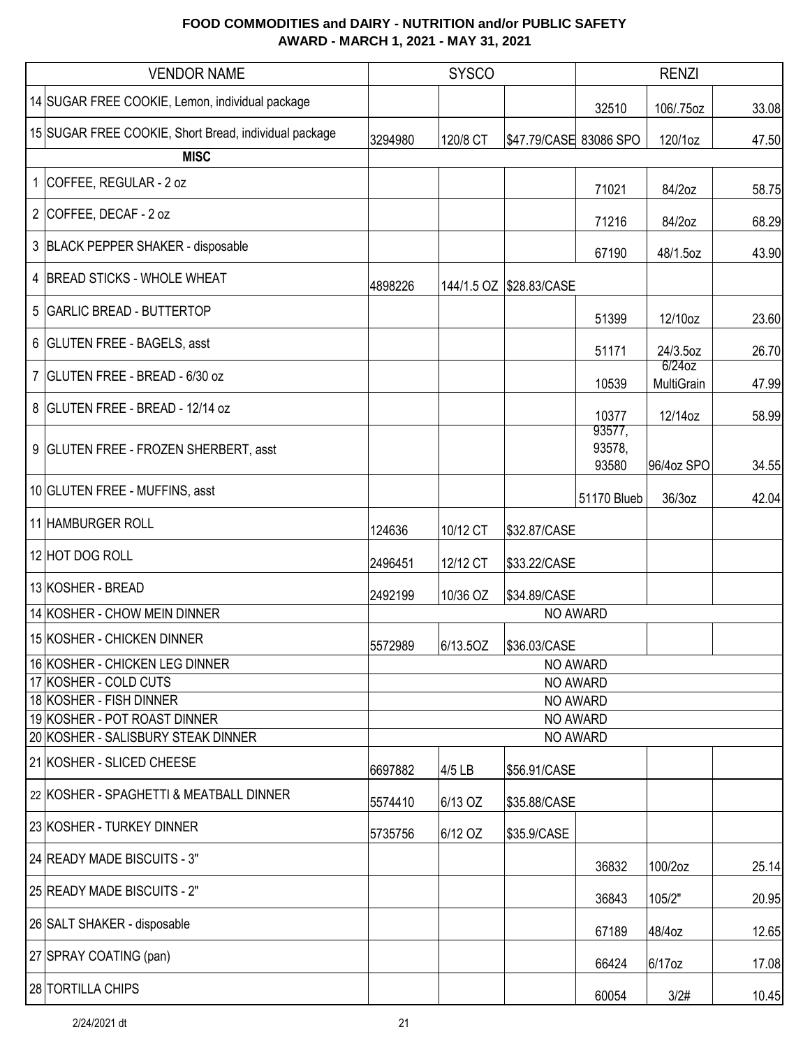**FOOD COMMODITIES and DAIRY - NUTRITION and/or PUBLIC SAFETY**
**AWARD - MARCH 1, 2021 - MAY 31, 2021**

| | VENDOR NAME | SYSCO | | | RENZI | | |
|---|---|---|---|---|---|---|---|
| 14 | SUGAR FREE COOKIE, Lemon, individual package | | | | 32510 | 106/.75oz | 33.08 |
| 15 | SUGAR FREE COOKIE, Short Bread, individual package | 3294980 | 120/8 CT | $47.79/CASE | 83086 SPO | 120/1oz | 47.50 |
| | **MISC** | | | | | | |
| 1 | COFFEE, REGULAR - 2 oz | | | | 71021 | 84/2oz | 58.75 |
| 2 | COFFEE, DECAF - 2 oz | | | | 71216 | 84/2oz | 68.29 |
| 3 | BLACK PEPPER SHAKER - disposable | | | | 67190 | 48/1.5oz | 43.90 |
| 4 | BREAD STICKS - WHOLE WHEAT | 4898226 | 144/1.5 OZ | $28.83/CASE | | | |
| 5 | GARLIC BREAD - BUTTERTOP | | | | 51399 | 12/10oz | 23.60 |
| 6 | GLUTEN FREE - BAGELS, asst | | | | 51171 | 24/3.5oz | 26.70 |
| 7 | GLUTEN FREE - BREAD - 6/30 oz | | | | 10539 | 6/24oz MultiGrain | 47.99 |
| 8 | GLUTEN FREE - BREAD - 12/14 oz | | | | 10377 | 12/14oz | 58.99 |
| 9 | GLUTEN FREE - FROZEN SHERBERT, asst | | | | 93577, 93578, 93580 | 96/4oz SPO | 34.55 |
| 10 | GLUTEN FREE - MUFFINS, asst | | | | 51170 Blueb | 36/3oz | 42.04 |
| 11 | HAMBURGER ROLL | 124636 | 10/12 CT | $32.87/CASE | | | |
| 12 | HOT DOG ROLL | 2496451 | 12/12 CT | $33.22/CASE | | | |
| 13 | KOSHER - BREAD | 2492199 | 10/36 OZ | $34.89/CASE | | | |
| 14 | KOSHER - CHOW MEIN DINNER | NO AWARD | | | | | |
| 15 | KOSHER - CHICKEN DINNER | 5572989 | 6/13.5OZ | $36.03/CASE | | | |
| 16 | KOSHER - CHICKEN LEG DINNER | NO AWARD | | | | | |
| 17 | KOSHER - COLD CUTS | NO AWARD | | | | | |
| 18 | KOSHER - FISH DINNER | NO AWARD | | | | | |
| 19 | KOSHER - POT ROAST DINNER | NO AWARD | | | | | |
| 20 | KOSHER - SALISBURY STEAK DINNER | NO AWARD | | | | | |
| 21 | KOSHER - SLICED CHEESE | 6697882 | 4/5 LB | $56.91/CASE | | | |
| 22 | KOSHER - SPAGHETTI & MEATBALL DINNER | 5574410 | 6/13 OZ | $35.88/CASE | | | |
| 23 | KOSHER - TURKEY DINNER | 5735756 | 6/12 OZ | $35.9/CASE | | | |
| 24 | READY MADE BISCUITS - 3" | | | | 36832 | 100/2oz | 25.14 |
| 25 | READY MADE BISCUITS - 2" | | | | 36843 | 105/2" | 20.95 |
| 26 | SALT SHAKER - disposable | | | | 67189 | 48/4oz | 12.65 |
| 27 | SPRAY COATING (pan) | | | | 66424 | 6/17oz | 17.08 |
| 28 | TORTILLA CHIPS | | | | 60054 | 3/2# | 10.45 |

2/24/2021 dt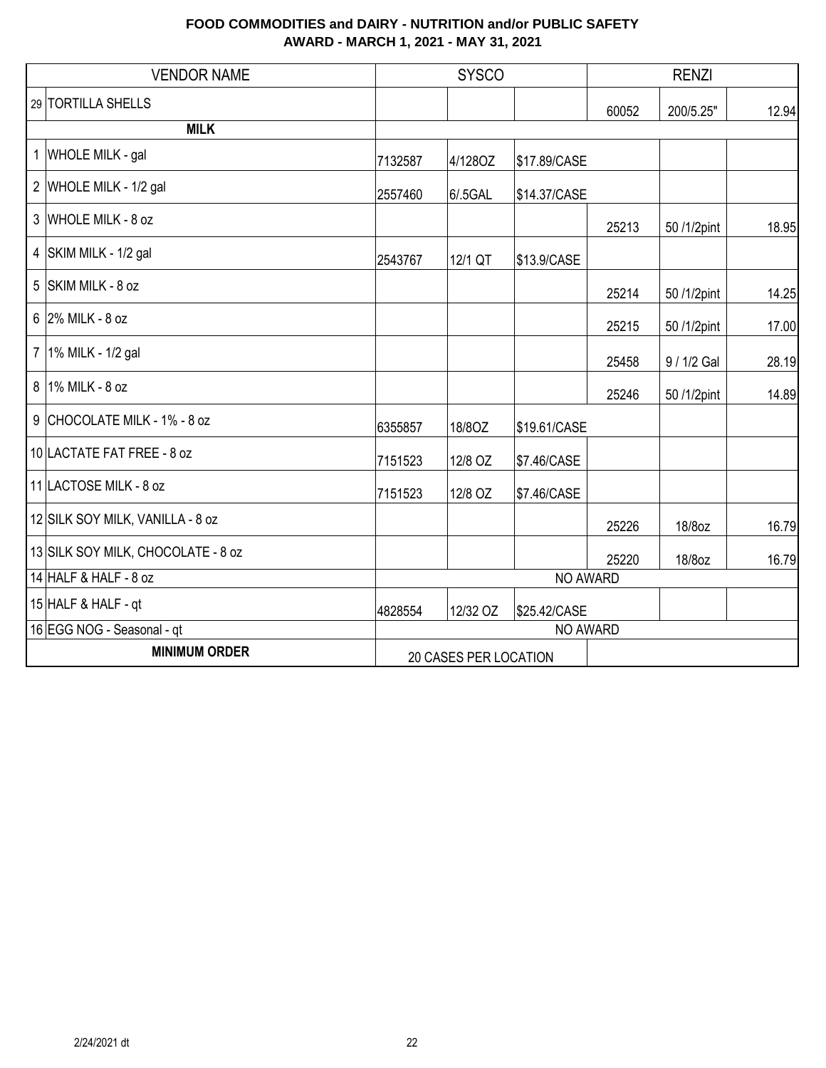# FOOD COMMODITIES and DAIRY - NUTRITION and/or PUBLIC SAFETY
## AWARD - MARCH 1, 2021 - MAY 31, 2021

| | VENDOR NAME | SYSCO | | | RENZI | | |
|---|---|---|---|---|---|---|---|
| 29 | TORTILLA SHELLS | | | | 60052 | 200/5.25" | 12.94 |
| | **MILK** | | | | | | |
| 1 | WHOLE MILK - gal | 7132587 | 4/128OZ | $17.89/CASE | | | |
| 2 | WHOLE MILK - 1/2 gal | 2557460 | 6/.5GAL | $14.37/CASE | | | |
| 3 | WHOLE MILK - 8 oz | | | | 25213 | 50 /1/2pint | 18.95 |
| 4 | SKIM MILK - 1/2 gal | 2543767 | 12/1 QT | $13.9/CASE | | | |
| 5 | SKIM MILK - 8 oz | | | | 25214 | 50 /1/2pint | 14.25 |
| 6 | 2% MILK - 8 oz | | | | 25215 | 50 /1/2pint | 17.00 |
| 7 | 1% MILK - 1/2 gal | | | | 25458 | 9 / 1/2 Gal | 28.19 |
| 8 | 1% MILK - 8 oz | | | | 25246 | 50 /1/2pint | 14.89 |
| 9 | CHOCOLATE MILK - 1% - 8 oz | 6355857 | 18/8OZ | $19.61/CASE | | | |
| 10 | LACTATE FAT FREE - 8 oz | 7151523 | 12/8 OZ | $7.46/CASE | | | |
| 11 | LACTOSE MILK - 8 oz | 7151523 | 12/8 OZ | $7.46/CASE | | | |
| 12 | SILK SOY MILK, VANILLA - 8 oz | | | | 25226 | 18/8oz | 16.79 |
| 13 | SILK SOY MILK, CHOCOLATE - 8 oz | | | | 25220 | 18/8oz | 16.79 |
| 14 | HALF & HALF - 8 oz | NO AWARD | | | | | |
| 15 | HALF & HALF - qt | 4828554 | 12/32 OZ | $25.42/CASE | | | |
| 16 | EGG NOG - Seasonal - qt | NO AWARD | | | | | |
| | **MINIMUM ORDER** | 20 CASES PER LOCATION | | | | | |

2/24/2021 dt